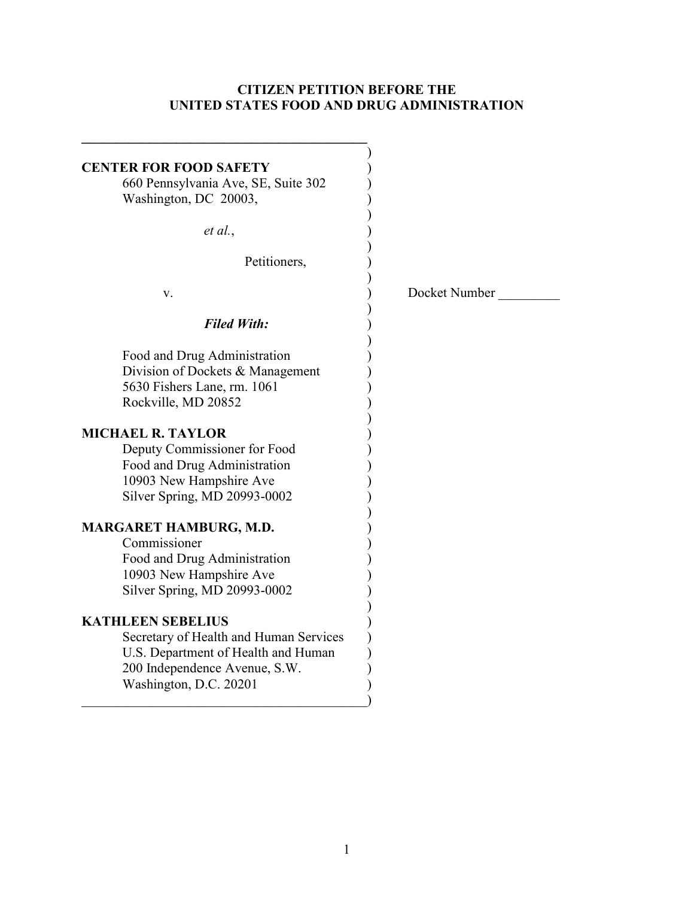**CITIZEN PETITION BEFORE THE**
**UNITED STATES FOOD AND DRUG ADMINISTRATION**

**CENTER FOR FOOD SAFETY**
660 Pennsylvania Ave, SE, Suite 302
Washington, DC 20003,

*et al.*,

Petitioners,

v.

Docket Number _________

***Filed With:***

Food and Drug Administration
Division of Dockets & Management
5630 Fishers Lane, rm. 1061
Rockville, MD 20852

**MICHAEL R. TAYLOR**
Deputy Commissioner for Food
Food and Drug Administration
10903 New Hampshire Ave
Silver Spring, MD 20993-0002

**MARGARET HAMBURG, M.D.**
Commissioner
Food and Drug Administration
10903 New Hampshire Ave
Silver Spring, MD 20993-0002

**KATHLEEN SEBELIUS**
Secretary of Health and Human Services
U.S. Department of Health and Human
200 Independence Avenue, S.W.
Washington, D.C. 20201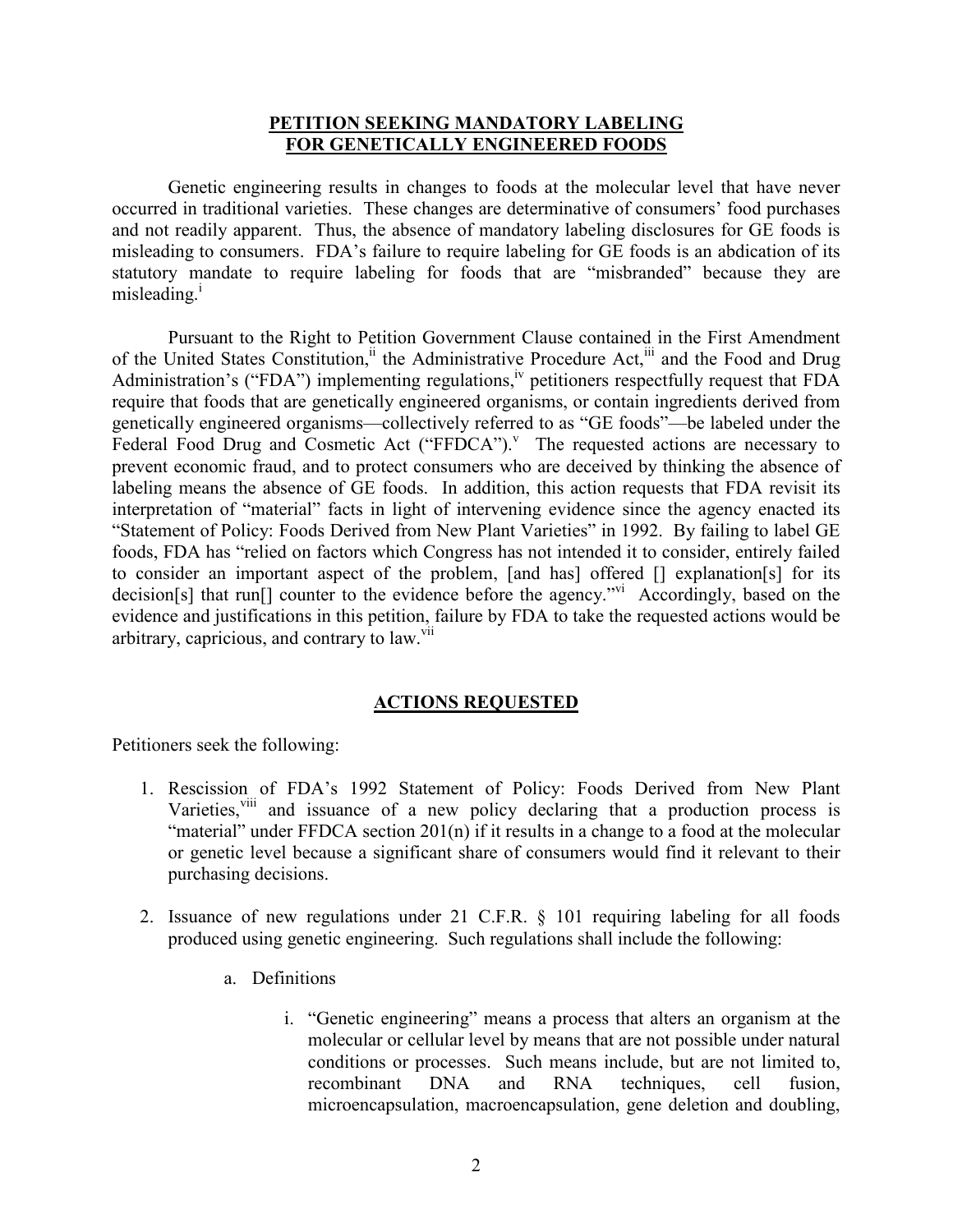## PETITION SEEKING MANDATORY LABELING FOR GENETICALLY ENGINEERED FOODS

Genetic engineering results in changes to foods at the molecular level that have never occurred in traditional varieties. These changes are determinative of consumers' food purchases and not readily apparent. Thus, the absence of mandatory labeling disclosures for GE foods is misleading to consumers. FDA's failure to require labeling for GE foods is an abdication of its statutory mandate to require labeling for foods that are "misbranded" because they are misleading.[i]

Pursuant to the Right to Petition Government Clause contained in the First Amendment of the United States Constitution,[ii] the Administrative Procedure Act,[iii] and the Food and Drug Administration's ("FDA") implementing regulations,[iv] petitioners respectfully request that FDA require that foods that are genetically engineered organisms, or contain ingredients derived from genetically engineered organisms—collectively referred to as "GE foods"—be labeled under the Federal Food Drug and Cosmetic Act ("FFDCA").[v] The requested actions are necessary to prevent economic fraud, and to protect consumers who are deceived by thinking the absence of labeling means the absence of GE foods. In addition, this action requests that FDA revisit its interpretation of "material" facts in light of intervening evidence since the agency enacted its "Statement of Policy: Foods Derived from New Plant Varieties" in 1992. By failing to label GE foods, FDA has "relied on factors which Congress has not intended it to consider, entirely failed to consider an important aspect of the problem, [and has] offered [] explanation[s] for its decision[s] that run[] counter to the evidence before the agency."[vi] Accordingly, based on the evidence and justifications in this petition, failure by FDA to take the requested actions would be arbitrary, capricious, and contrary to law.[vii]

## ACTIONS REQUESTED

Petitioners seek the following:

1. Rescission of FDA's 1992 Statement of Policy: Foods Derived from New Plant Varieties,[viii] and issuance of a new policy declaring that a production process is "material" under FFDCA section 201(n) if it results in a change to a food at the molecular or genetic level because a significant share of consumers would find it relevant to their purchasing decisions.

2. Issuance of new regulations under 21 C.F.R. § 101 requiring labeling for all foods produced using genetic engineering. Such regulations shall include the following:

    a. Definitions

        i. "Genetic engineering" means a process that alters an organism at the molecular or cellular level by means that are not possible under natural conditions or processes. Such means include, but are not limited to, recombinant DNA and RNA techniques, cell fusion, microencapsulation, macroencapsulation, gene deletion and doubling,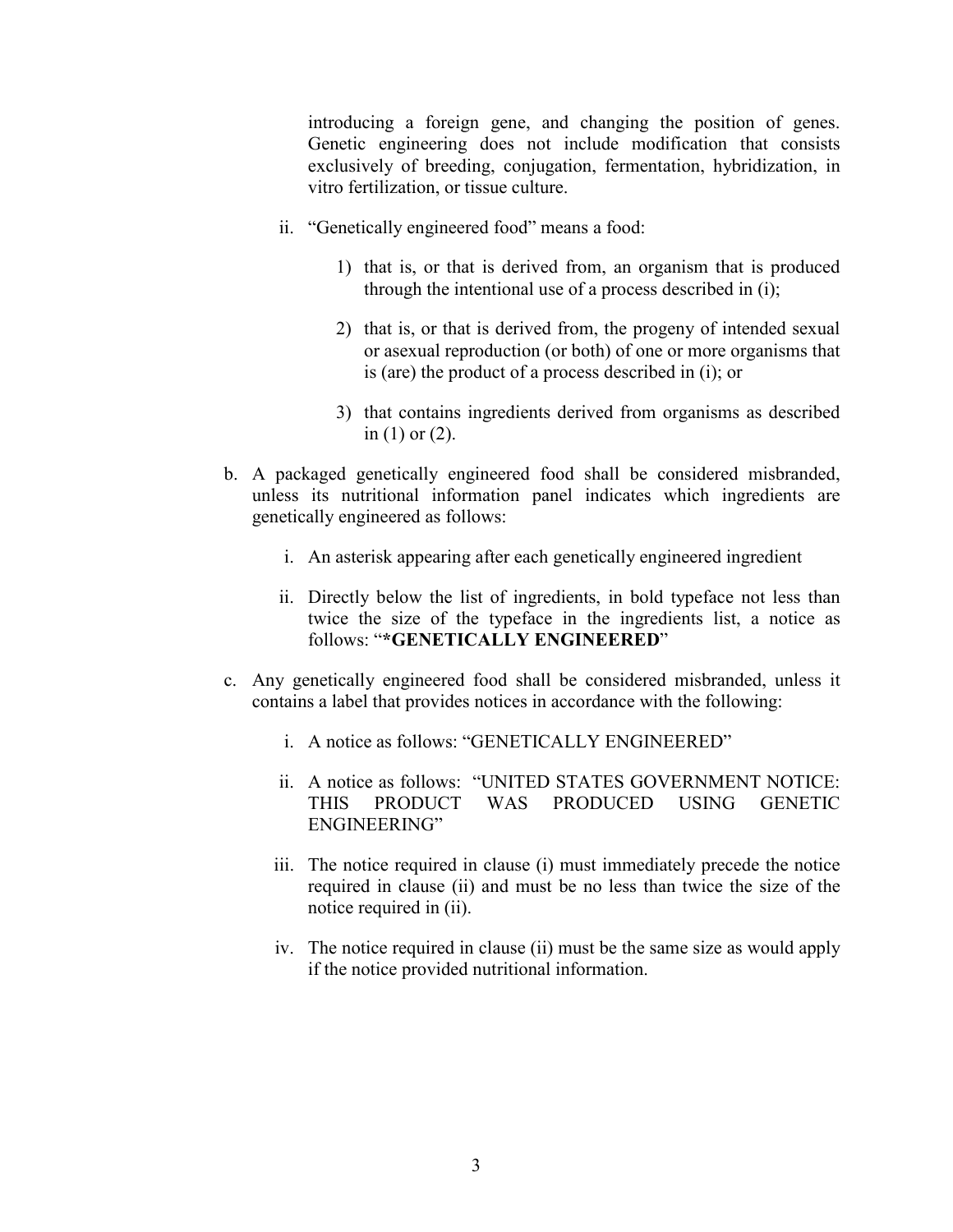introducing a foreign gene, and changing the position of genes. Genetic engineering does not include modification that consists exclusively of breeding, conjugation, fermentation, hybridization, in vitro fertilization, or tissue culture.

   ii. "Genetically engineered food" means a food:

      1) that is, or that is derived from, an organism that is produced through the intentional use of a process described in (i);

      2) that is, or that is derived from, the progeny of intended sexual or asexual reproduction (or both) of one or more organisms that is (are) the product of a process described in (i); or

      3) that contains ingredients derived from organisms as described in (1) or (2).

b. A packaged genetically engineered food shall be considered misbranded, unless its nutritional information panel indicates which ingredients are genetically engineered as follows:

   i. An asterisk appearing after each genetically engineered ingredient

   ii. Directly below the list of ingredients, in bold typeface not less than twice the size of the typeface in the ingredients list, a notice as follows: "**\*GENETICALLY ENGINEERED**"

c. Any genetically engineered food shall be considered misbranded, unless it contains a label that provides notices in accordance with the following:

   i. A notice as follows: "GENETICALLY ENGINEERED"

   ii. A notice as follows: "UNITED STATES GOVERNMENT NOTICE: THIS PRODUCT WAS PRODUCED USING GENETIC ENGINEERING"

   iii. The notice required in clause (i) must immediately precede the notice required in clause (ii) and must be no less than twice the size of the notice required in (ii).

   iv. The notice required in clause (ii) must be the same size as would apply if the notice provided nutritional information.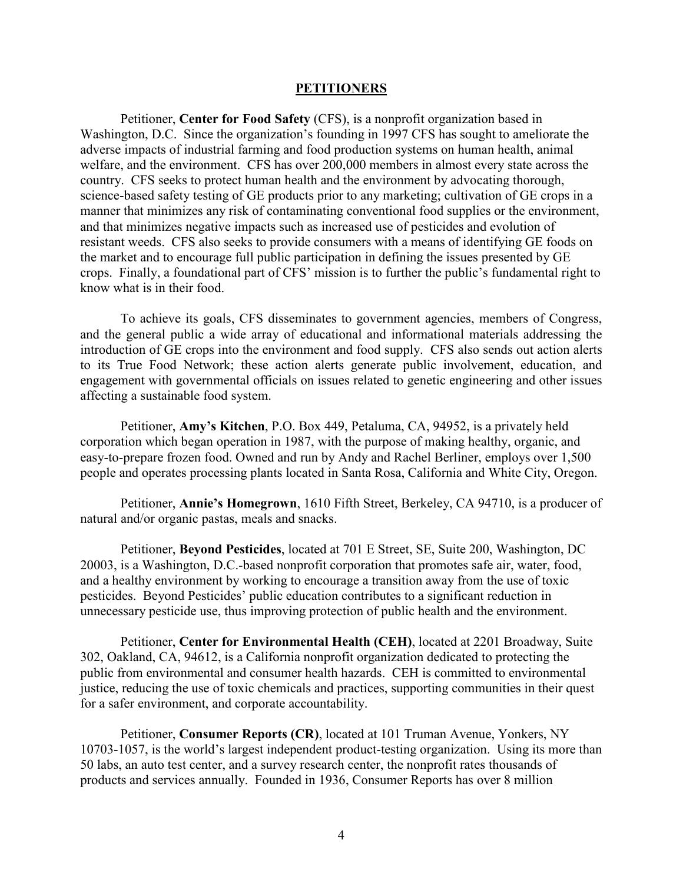## PETITIONERS

Petitioner, **Center for Food Safety** (CFS), is a nonprofit organization based in Washington, D.C. Since the organization's founding in 1997 CFS has sought to ameliorate the adverse impacts of industrial farming and food production systems on human health, animal welfare, and the environment. CFS has over 200,000 members in almost every state across the country. CFS seeks to protect human health and the environment by advocating thorough, science-based safety testing of GE products prior to any marketing; cultivation of GE crops in a manner that minimizes any risk of contaminating conventional food supplies or the environment, and that minimizes negative impacts such as increased use of pesticides and evolution of resistant weeds. CFS also seeks to provide consumers with a means of identifying GE foods on the market and to encourage full public participation in defining the issues presented by GE crops. Finally, a foundational part of CFS' mission is to further the public's fundamental right to know what is in their food.

To achieve its goals, CFS disseminates to government agencies, members of Congress, and the general public a wide array of educational and informational materials addressing the introduction of GE crops into the environment and food supply. CFS also sends out action alerts to its True Food Network; these action alerts generate public involvement, education, and engagement with governmental officials on issues related to genetic engineering and other issues affecting a sustainable food system.

Petitioner, **Amy's Kitchen**, P.O. Box 449, Petaluma, CA, 94952, is a privately held corporation which began operation in 1987, with the purpose of making healthy, organic, and easy-to-prepare frozen food. Owned and run by Andy and Rachel Berliner, employs over 1,500 people and operates processing plants located in Santa Rosa, California and White City, Oregon.

Petitioner, **Annie's Homegrown**, 1610 Fifth Street, Berkeley, CA 94710, is a producer of natural and/or organic pastas, meals and snacks.

Petitioner, **Beyond Pesticides**, located at 701 E Street, SE, Suite 200, Washington, DC 20003, is a Washington, D.C.-based nonprofit corporation that promotes safe air, water, food, and a healthy environment by working to encourage a transition away from the use of toxic pesticides. Beyond Pesticides' public education contributes to a significant reduction in unnecessary pesticide use, thus improving protection of public health and the environment.

Petitioner, **Center for Environmental Health (CEH)**, located at 2201 Broadway, Suite 302, Oakland, CA, 94612, is a California nonprofit organization dedicated to protecting the public from environmental and consumer health hazards. CEH is committed to environmental justice, reducing the use of toxic chemicals and practices, supporting communities in their quest for a safer environment, and corporate accountability.

Petitioner, **Consumer Reports (CR)**, located at 101 Truman Avenue, Yonkers, NY 10703-1057, is the world's largest independent product-testing organization. Using its more than 50 labs, an auto test center, and a survey research center, the nonprofit rates thousands of products and services annually. Founded in 1936, Consumer Reports has over 8 million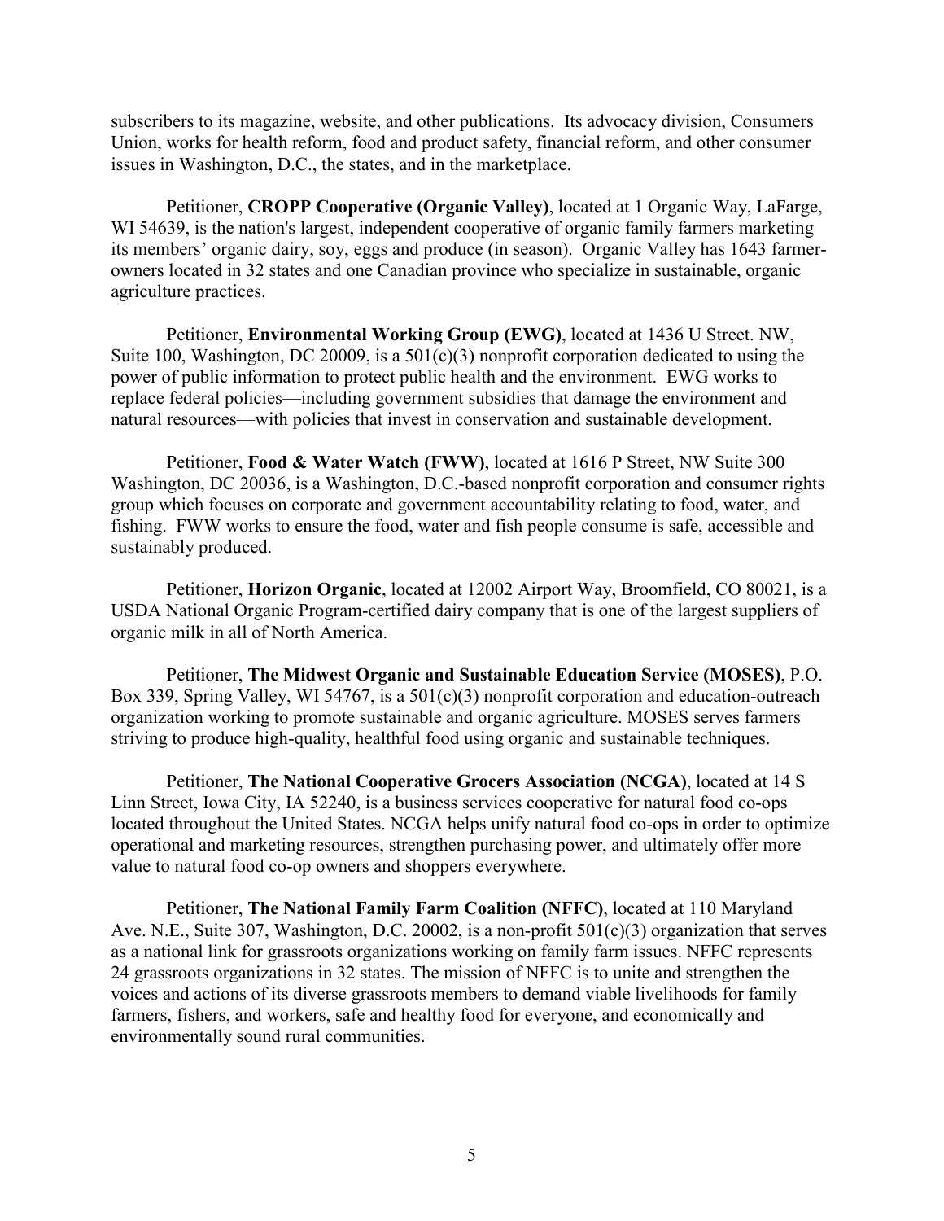subscribers to its magazine, website, and other publications. Its advocacy division, Consumers Union, works for health reform, food and product safety, financial reform, and other consumer issues in Washington, D.C., the states, and in the marketplace.

Petitioner, **CROPP Cooperative (Organic Valley)**, located at 1 Organic Way, LaFarge, WI 54639, is the nation's largest, independent cooperative of organic family farmers marketing its members' organic dairy, soy, eggs and produce (in season). Organic Valley has 1643 farmer-owners located in 32 states and one Canadian province who specialize in sustainable, organic agriculture practices.

Petitioner, **Environmental Working Group (EWG)**, located at 1436 U Street. NW, Suite 100, Washington, DC 20009, is a 501(c)(3) nonprofit corporation dedicated to using the power of public information to protect public health and the environment. EWG works to replace federal policies—including government subsidies that damage the environment and natural resources—with policies that invest in conservation and sustainable development.

Petitioner, **Food & Water Watch (FWW)**, located at 1616 P Street, NW Suite 300 Washington, DC 20036, is a Washington, D.C.-based nonprofit corporation and consumer rights group which focuses on corporate and government accountability relating to food, water, and fishing. FWW works to ensure the food, water and fish people consume is safe, accessible and sustainably produced.

Petitioner, **Horizon Organic**, located at 12002 Airport Way, Broomfield, CO 80021, is a USDA National Organic Program-certified dairy company that is one of the largest suppliers of organic milk in all of North America.

Petitioner, **The Midwest Organic and Sustainable Education Service (MOSES)**, P.O. Box 339, Spring Valley, WI 54767, is a 501(c)(3) nonprofit corporation and education-outreach organization working to promote sustainable and organic agriculture. MOSES serves farmers striving to produce high-quality, healthful food using organic and sustainable techniques.

Petitioner, **The National Cooperative Grocers Association (NCGA)**, located at 14 S Linn Street, Iowa City, IA 52240, is a business services cooperative for natural food co-ops located throughout the United States. NCGA helps unify natural food co-ops in order to optimize operational and marketing resources, strengthen purchasing power, and ultimately offer more value to natural food co-op owners and shoppers everywhere.

Petitioner, **The National Family Farm Coalition (NFFC)**, located at 110 Maryland Ave. N.E., Suite 307, Washington, D.C. 20002, is a non-profit 501(c)(3) organization that serves as a national link for grassroots organizations working on family farm issues. NFFC represents 24 grassroots organizations in 32 states. The mission of NFFC is to unite and strengthen the voices and actions of its diverse grassroots members to demand viable livelihoods for family farmers, fishers, and workers, safe and healthy food for everyone, and economically and environmentally sound rural communities.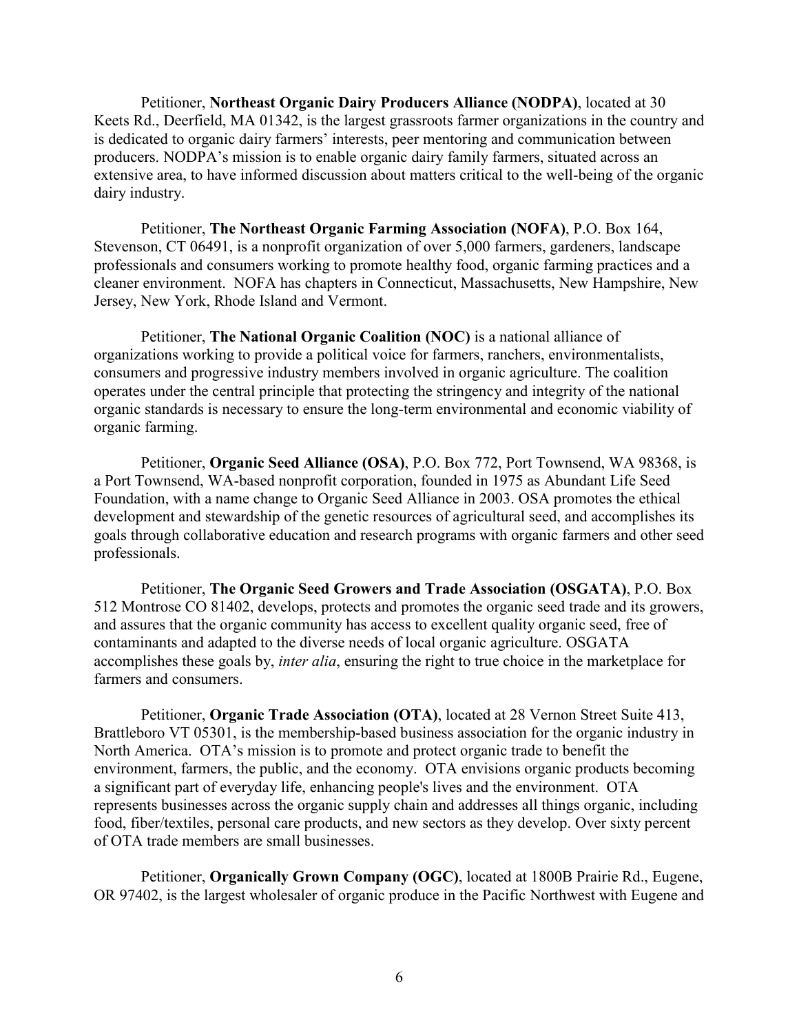Petitioner, **Northeast Organic Dairy Producers Alliance (NODPA)**, located at 30 Keets Rd., Deerfield, MA 01342, is the largest grassroots farmer organizations in the country and is dedicated to organic dairy farmers' interests, peer mentoring and communication between producers. NODPA's mission is to enable organic dairy family farmers, situated across an extensive area, to have informed discussion about matters critical to the well-being of the organic dairy industry.

Petitioner, **The Northeast Organic Farming Association (NOFA)**, P.O. Box 164, Stevenson, CT 06491, is a nonprofit organization of over 5,000 farmers, gardeners, landscape professionals and consumers working to promote healthy food, organic farming practices and a cleaner environment. NOFA has chapters in Connecticut, Massachusetts, New Hampshire, New Jersey, New York, Rhode Island and Vermont.

Petitioner, **The National Organic Coalition (NOC)** is a national alliance of organizations working to provide a political voice for farmers, ranchers, environmentalists, consumers and progressive industry members involved in organic agriculture. The coalition operates under the central principle that protecting the stringency and integrity of the national organic standards is necessary to ensure the long-term environmental and economic viability of organic farming.

Petitioner, **Organic Seed Alliance (OSA)**, P.O. Box 772, Port Townsend, WA 98368, is a Port Townsend, WA-based nonprofit corporation, founded in 1975 as Abundant Life Seed Foundation, with a name change to Organic Seed Alliance in 2003. OSA promotes the ethical development and stewardship of the genetic resources of agricultural seed, and accomplishes its goals through collaborative education and research programs with organic farmers and other seed professionals.

Petitioner, **The Organic Seed Growers and Trade Association (OSGATA)**, P.O. Box 512 Montrose CO 81402, develops, protects and promotes the organic seed trade and its growers, and assures that the organic community has access to excellent quality organic seed, free of contaminants and adapted to the diverse needs of local organic agriculture. OSGATA accomplishes these goals by, *inter alia*, ensuring the right to true choice in the marketplace for farmers and consumers.

Petitioner, **Organic Trade Association (OTA)**, located at 28 Vernon Street Suite 413, Brattleboro VT 05301, is the membership-based business association for the organic industry in North America. OTA's mission is to promote and protect organic trade to benefit the environment, farmers, the public, and the economy. OTA envisions organic products becoming a significant part of everyday life, enhancing people's lives and the environment. OTA represents businesses across the organic supply chain and addresses all things organic, including food, fiber/textiles, personal care products, and new sectors as they develop. Over sixty percent of OTA trade members are small businesses.

Petitioner, **Organically Grown Company (OGC)**, located at 1800B Prairie Rd., Eugene, OR 97402, is the largest wholesaler of organic produce in the Pacific Northwest with Eugene and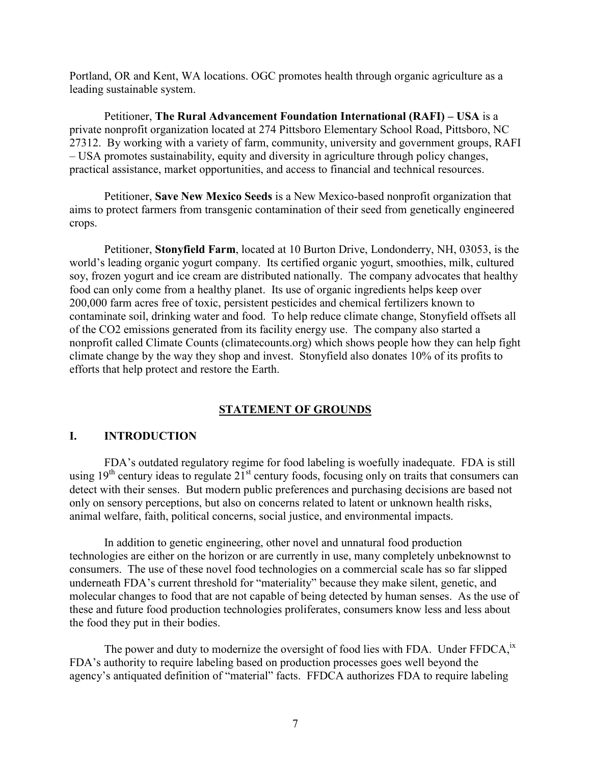Portland, OR and Kent, WA locations. OGC promotes health through organic agriculture as a leading sustainable system.

Petitioner, **The Rural Advancement Foundation International (RAFI) – USA** is a private nonprofit organization located at 274 Pittsboro Elementary School Road, Pittsboro, NC 27312. By working with a variety of farm, community, university and government groups, RAFI – USA promotes sustainability, equity and diversity in agriculture through policy changes, practical assistance, market opportunities, and access to financial and technical resources.

Petitioner, **Save New Mexico Seeds** is a New Mexico-based nonprofit organization that aims to protect farmers from transgenic contamination of their seed from genetically engineered crops.

Petitioner, **Stonyfield Farm**, located at 10 Burton Drive, Londonderry, NH, 03053, is the world's leading organic yogurt company. Its certified organic yogurt, smoothies, milk, cultured soy, frozen yogurt and ice cream are distributed nationally. The company advocates that healthy food can only come from a healthy planet. Its use of organic ingredients helps keep over 200,000 farm acres free of toxic, persistent pesticides and chemical fertilizers known to contaminate soil, drinking water and food. To help reduce climate change, Stonyfield offsets all of the $CO_2$ emissions generated from its facility energy use. The company also started a nonprofit called Climate Counts (climatecounts.org) which shows people how they can help fight climate change by the way they shop and invest. Stonyfield also donates 10% of its profits to efforts that help protect and restore the Earth.

## STATEMENT OF GROUNDS

### I. INTRODUCTION

FDA's outdated regulatory regime for food labeling is woefully inadequate. FDA is still using 19th century ideas to regulate 21st century foods, focusing only on traits that consumers can detect with their senses. But modern public preferences and purchasing decisions are based not only on sensory perceptions, but also on concerns related to latent or unknown health risks, animal welfare, faith, political concerns, social justice, and environmental impacts.

In addition to genetic engineering, other novel and unnatural food production technologies are either on the horizon or are currently in use, many completely unbeknownst to consumers. The use of these novel food technologies on a commercial scale has so far slipped underneath FDA's current threshold for "materiality" because they make silent, genetic, and molecular changes to food that are not capable of being detected by human senses. As the use of these and future food production technologies proliferates, consumers know less and less about the food they put in their bodies.

The power and duty to modernize the oversight of food lies with FDA. Under FFDCA,[ix] FDA's authority to require labeling based on production processes goes well beyond the agency's antiquated definition of "material" facts. FFDCA authorizes FDA to require labeling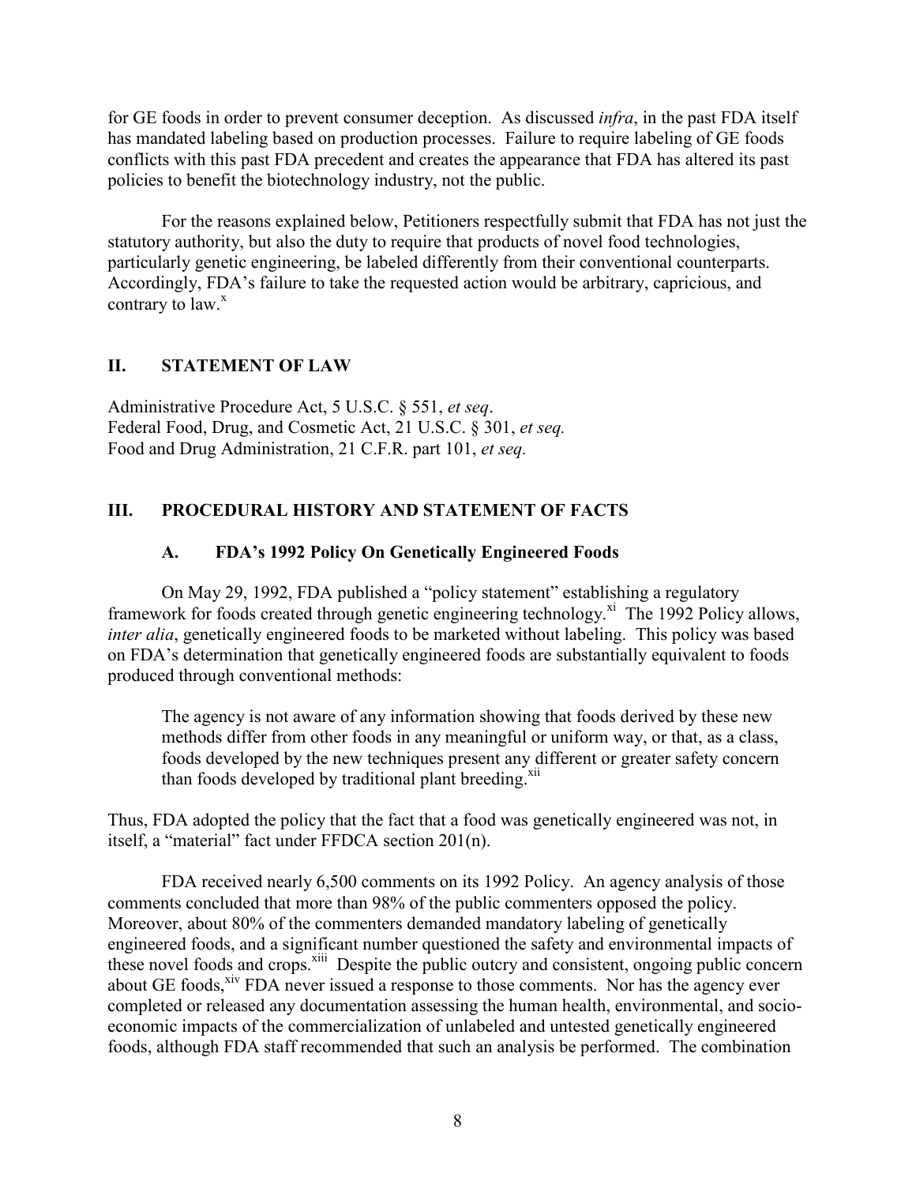for GE foods in order to prevent consumer deception. As discussed *infra*, in the past FDA itself has mandated labeling based on production processes. Failure to require labeling of GE foods conflicts with this past FDA precedent and creates the appearance that FDA has altered its past policies to benefit the biotechnology industry, not the public.

For the reasons explained below, Petitioners respectfully submit that FDA has not just the statutory authority, but also the duty to require that products of novel food technologies, particularly genetic engineering, be labeled differently from their conventional counterparts. Accordingly, FDA's failure to take the requested action would be arbitrary, capricious, and contrary to law.[x]

## II. STATEMENT OF LAW

Administrative Procedure Act, 5 U.S.C. § 551, *et seq*.
Federal Food, Drug, and Cosmetic Act, 21 U.S.C. § 301, *et seq.*
Food and Drug Administration, 21 C.F.R. part 101, *et seq.*

## III. PROCEDURAL HISTORY AND STATEMENT OF FACTS

### A. FDA's 1992 Policy On Genetically Engineered Foods

On May 29, 1992, FDA published a "policy statement" establishing a regulatory framework for foods created through genetic engineering technology.[xi] The 1992 Policy allows, *inter alia*, genetically engineered foods to be marketed without labeling. This policy was based on FDA's determination that genetically engineered foods are substantially equivalent to foods produced through conventional methods:

> The agency is not aware of any information showing that foods derived by these new methods differ from other foods in any meaningful or uniform way, or that, as a class, foods developed by the new techniques present any different or greater safety concern than foods developed by traditional plant breeding.[xii]

Thus, FDA adopted the policy that the fact that a food was genetically engineered was not, in itself, a "material" fact under FFDCA section 201(n).

FDA received nearly 6,500 comments on its 1992 Policy. An agency analysis of those comments concluded that more than 98% of the public commenters opposed the policy. Moreover, about 80% of the commenters demanded mandatory labeling of genetically engineered foods, and a significant number questioned the safety and environmental impacts of these novel foods and crops.[xiii] Despite the public outcry and consistent, ongoing public concern about GE foods,[xiv] FDA never issued a response to those comments. Nor has the agency ever completed or released any documentation assessing the human health, environmental, and socio-economic impacts of the commercialization of unlabeled and untested genetically engineered foods, although FDA staff recommended that such an analysis be performed. The combination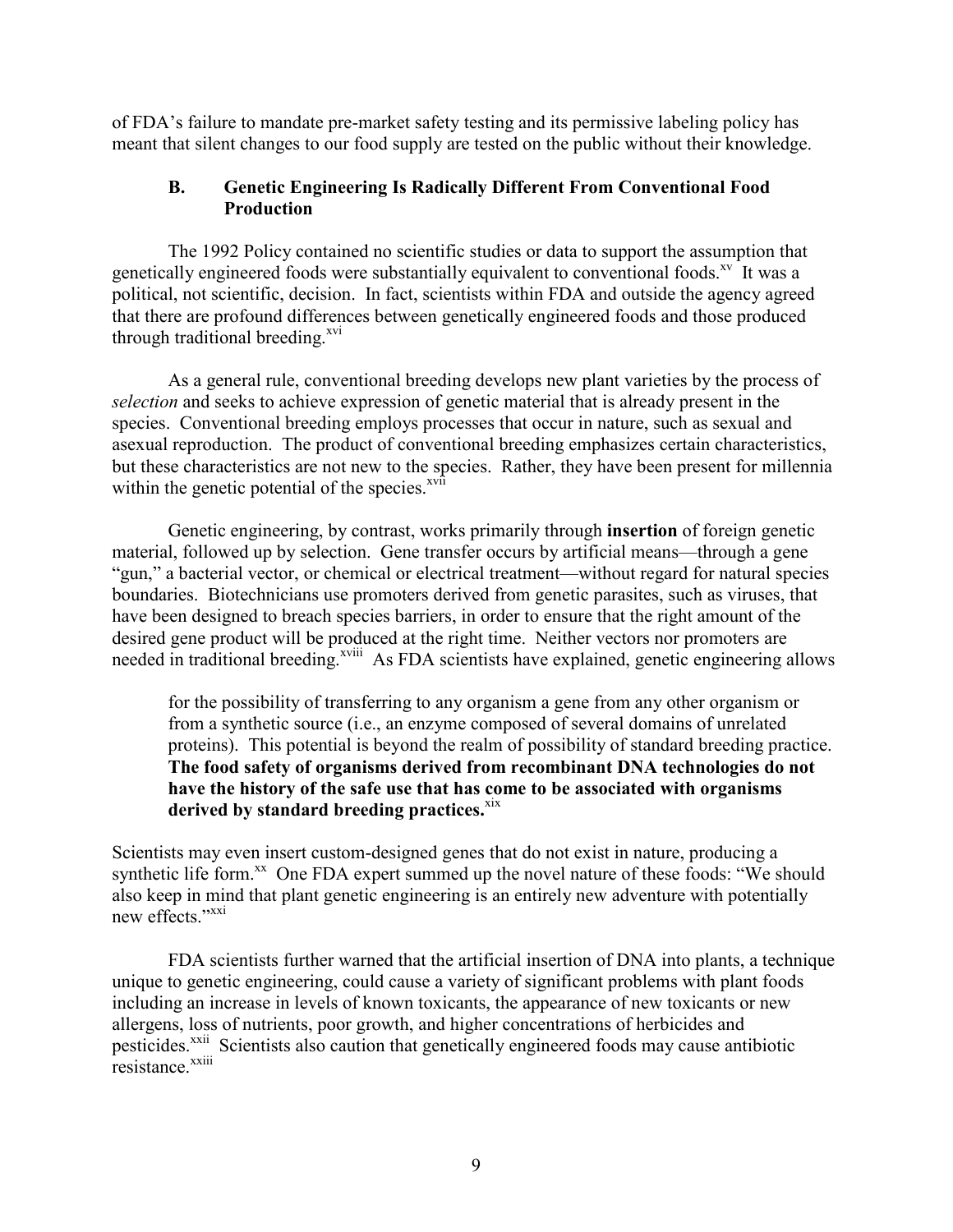of FDA's failure to mandate pre-market safety testing and its permissive labeling policy has meant that silent changes to our food supply are tested on the public without their knowledge.

### B. Genetic Engineering Is Radically Different From Conventional Food Production

The 1992 Policy contained no scientific studies or data to support the assumption that genetically engineered foods were substantially equivalent to conventional foods.[xv] It was a political, not scientific, decision. In fact, scientists within FDA and outside the agency agreed that there are profound differences between genetically engineered foods and those produced through traditional breeding.[xvi]

As a general rule, conventional breeding develops new plant varieties by the process of *selection* and seeks to achieve expression of genetic material that is already present in the species. Conventional breeding employs processes that occur in nature, such as sexual and asexual reproduction. The product of conventional breeding emphasizes certain characteristics, but these characteristics are not new to the species. Rather, they have been present for millennia within the genetic potential of the species.[xvii]

Genetic engineering, by contrast, works primarily through **insertion** of foreign genetic material, followed up by selection. Gene transfer occurs by artificial means—through a gene "gun," a bacterial vector, or chemical or electrical treatment—without regard for natural species boundaries. Biotechnicians use promoters derived from genetic parasites, such as viruses, that have been designed to breach species barriers, in order to ensure that the right amount of the desired gene product will be produced at the right time. Neither vectors nor promoters are needed in traditional breeding.[xviii] As FDA scientists have explained, genetic engineering allows

> for the possibility of transferring to any organism a gene from any other organism or from a synthetic source (i.e., an enzyme composed of several domains of unrelated proteins). This potential is beyond the realm of possibility of standard breeding practice. **The food safety of organisms derived from recombinant DNA technologies do not have the history of the safe use that has come to be associated with organisms derived by standard breeding practices.**[xix]

Scientists may even insert custom-designed genes that do not exist in nature, producing a synthetic life form.[xx] One FDA expert summed up the novel nature of these foods: "We should also keep in mind that plant genetic engineering is an entirely new adventure with potentially new effects."[xxi]

FDA scientists further warned that the artificial insertion of DNA into plants, a technique unique to genetic engineering, could cause a variety of significant problems with plant foods including an increase in levels of known toxicants, the appearance of new toxicants or new allergens, loss of nutrients, poor growth, and higher concentrations of herbicides and pesticides.[xxii] Scientists also caution that genetically engineered foods may cause antibiotic resistance.[xxiii]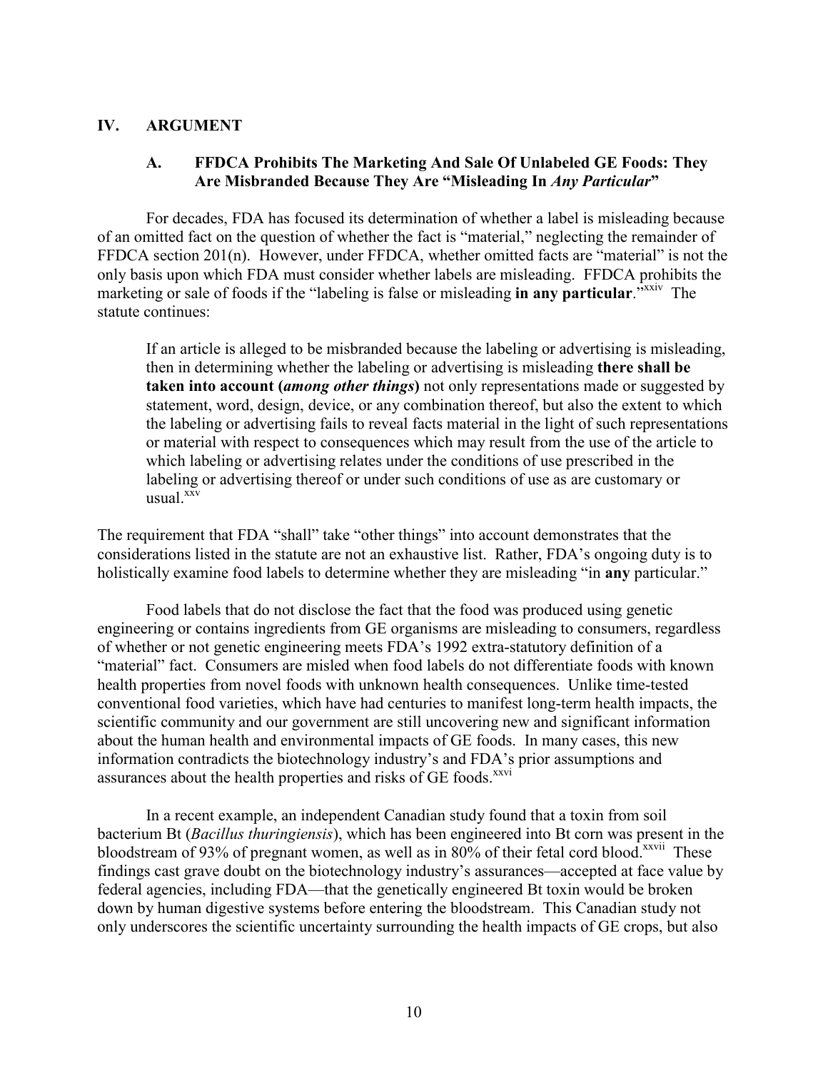## IV. ARGUMENT

### A. FFDCA Prohibits The Marketing And Sale Of Unlabeled GE Foods: They Are Misbranded Because They Are "Misleading In *Any Particular*"

For decades, FDA has focused its determination of whether a label is misleading because of an omitted fact on the question of whether the fact is "material," neglecting the remainder of FFDCA section 201(n). However, under FFDCA, whether omitted facts are "material" is not the only basis upon which FDA must consider whether labels are misleading. FFDCA prohibits the marketing or sale of foods if the "labeling is false or misleading **in any particular**."[xxiv] The statute continues:

> If an article is alleged to be misbranded because the labeling or advertising is misleading, then in determining whether the labeling or advertising is misleading **there shall be taken into account (*among other things*)** not only representations made or suggested by statement, word, design, device, or any combination thereof, but also the extent to which the labeling or advertising fails to reveal facts material in the light of such representations or material with respect to consequences which may result from the use of the article to which labeling or advertising relates under the conditions of use prescribed in the labeling or advertising thereof or under such conditions of use as are customary or usual.[xxv]

The requirement that FDA "shall" take "other things" into account demonstrates that the considerations listed in the statute are not an exhaustive list. Rather, FDA's ongoing duty is to holistically examine food labels to determine whether they are misleading "in **any** particular."

Food labels that do not disclose the fact that the food was produced using genetic engineering or contains ingredients from GE organisms are misleading to consumers, regardless of whether or not genetic engineering meets FDA's 1992 extra-statutory definition of a "material" fact. Consumers are misled when food labels do not differentiate foods with known health properties from novel foods with unknown health consequences. Unlike time-tested conventional food varieties, which have had centuries to manifest long-term health impacts, the scientific community and our government are still uncovering new and significant information about the human health and environmental impacts of GE foods. In many cases, this new information contradicts the biotechnology industry's and FDA's prior assumptions and assurances about the health properties and risks of GE foods.[xxvi]

In a recent example, an independent Canadian study found that a toxin from soil bacterium Bt (*Bacillus thuringiensis*), which has been engineered into Bt corn was present in the bloodstream of 93% of pregnant women, as well as in 80% of their fetal cord blood.[xxvii] These findings cast grave doubt on the biotechnology industry's assurances—accepted at face value by federal agencies, including FDA—that the genetically engineered Bt toxin would be broken down by human digestive systems before entering the bloodstream. This Canadian study not only underscores the scientific uncertainty surrounding the health impacts of GE crops, but also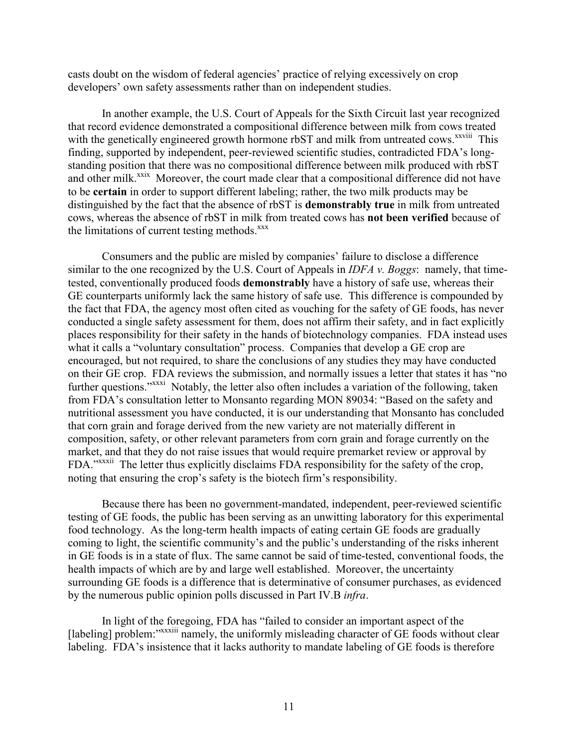casts doubt on the wisdom of federal agencies' practice of relying excessively on crop developers' own safety assessments rather than on independent studies.

In another example, the U.S. Court of Appeals for the Sixth Circuit last year recognized that record evidence demonstrated a compositional difference between milk from cows treated with the genetically engineered growth hormone rbST and milk from untreated cows.[xxviii] This finding, supported by independent, peer-reviewed scientific studies, contradicted FDA's long-standing position that there was no compositional difference between milk produced with rbST and other milk.[xxix] Moreover, the court made clear that a compositional difference did not have to be **certain** in order to support different labeling; rather, the two milk products may be distinguished by the fact that the absence of rbST is **demonstrably true** in milk from untreated cows, whereas the absence of rbST in milk from treated cows has **not been verified** because of the limitations of current testing methods.[xxx]

Consumers and the public are misled by companies' failure to disclose a difference similar to the one recognized by the U.S. Court of Appeals in *IDFA v. Boggs*: namely, that time-tested, conventionally produced foods **demonstrably** have a history of safe use, whereas their GE counterparts uniformly lack the same history of safe use. This difference is compounded by the fact that FDA, the agency most often cited as vouching for the safety of GE foods, has never conducted a single safety assessment for them, does not affirm their safety, and in fact explicitly places responsibility for their safety in the hands of biotechnology companies. FDA instead uses what it calls a "voluntary consultation" process. Companies that develop a GE crop are encouraged, but not required, to share the conclusions of any studies they may have conducted on their GE crop. FDA reviews the submission, and normally issues a letter that states it has "no further questions."[xxxi] Notably, the letter also often includes a variation of the following, taken from FDA's consultation letter to Monsanto regarding MON 89034: "Based on the safety and nutritional assessment you have conducted, it is our understanding that Monsanto has concluded that corn grain and forage derived from the new variety are not materially different in composition, safety, or other relevant parameters from corn grain and forage currently on the market, and that they do not raise issues that would require premarket review or approval by FDA."[xxxii] The letter thus explicitly disclaims FDA responsibility for the safety of the crop, noting that ensuring the crop's safety is the biotech firm's responsibility.

Because there has been no government-mandated, independent, peer-reviewed scientific testing of GE foods, the public has been serving as an unwitting laboratory for this experimental food technology. As the long-term health impacts of eating certain GE foods are gradually coming to light, the scientific community's and the public's understanding of the risks inherent in GE foods is in a state of flux. The same cannot be said of time-tested, conventional foods, the health impacts of which are by and large well established. Moreover, the uncertainty surrounding GE foods is a difference that is determinative of consumer purchases, as evidenced by the numerous public opinion polls discussed in Part IV.B *infra*.

In light of the foregoing, FDA has "failed to consider an important aspect of the [labeling] problem:"[xxxiii] namely, the uniformly misleading character of GE foods without clear labeling. FDA's insistence that it lacks authority to mandate labeling of GE foods is therefore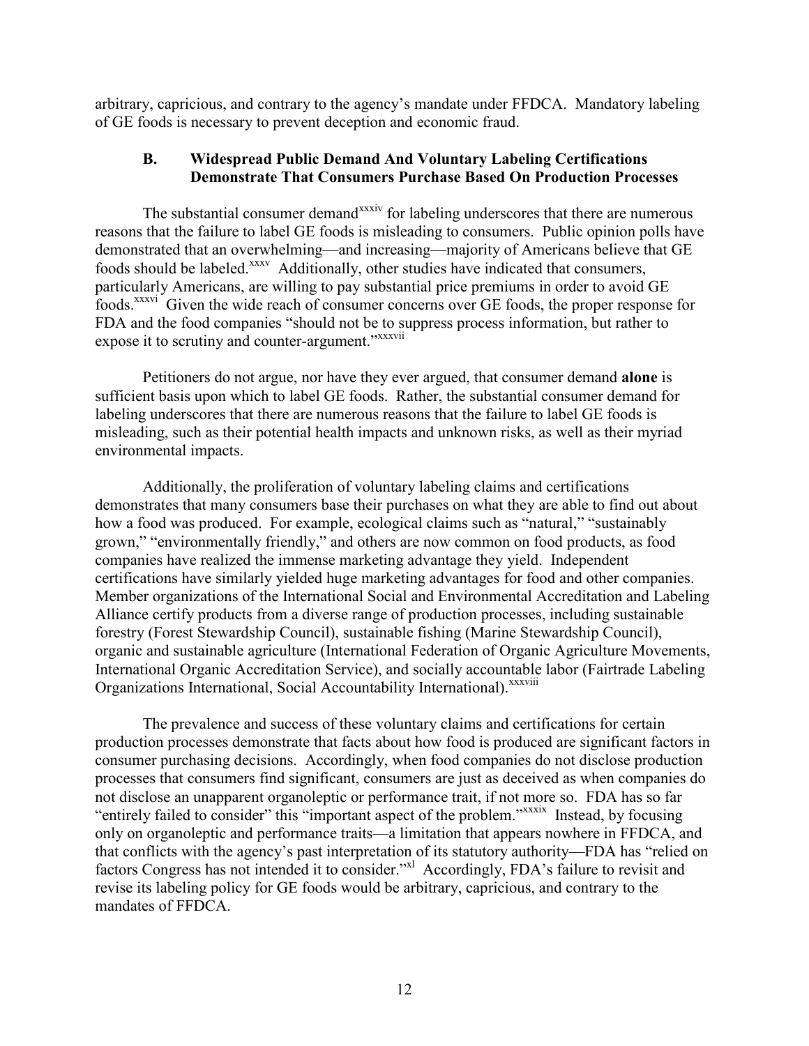arbitrary, capricious, and contrary to the agency's mandate under FFDCA. Mandatory labeling of GE foods is necessary to prevent deception and economic fraud.

### B. Widespread Public Demand And Voluntary Labeling Certifications Demonstrate That Consumers Purchase Based On Production Processes

The substantial consumer demand[xxxiv] for labeling underscores that there are numerous reasons that the failure to label GE foods is misleading to consumers. Public opinion polls have demonstrated that an overwhelming—and increasing—majority of Americans believe that GE foods should be labeled.[xxxv] Additionally, other studies have indicated that consumers, particularly Americans, are willing to pay substantial price premiums in order to avoid GE foods.[xxxvi] Given the wide reach of consumer concerns over GE foods, the proper response for FDA and the food companies "should not be to suppress process information, but rather to expose it to scrutiny and counter-argument."[xxxvii]

Petitioners do not argue, nor have they ever argued, that consumer demand **alone** is sufficient basis upon which to label GE foods. Rather, the substantial consumer demand for labeling underscores that there are numerous reasons that the failure to label GE foods is misleading, such as their potential health impacts and unknown risks, as well as their myriad environmental impacts.

Additionally, the proliferation of voluntary labeling claims and certifications demonstrates that many consumers base their purchases on what they are able to find out about how a food was produced. For example, ecological claims such as "natural," "sustainably grown," "environmentally friendly," and others are now common on food products, as food companies have realized the immense marketing advantage they yield. Independent certifications have similarly yielded huge marketing advantages for food and other companies. Member organizations of the International Social and Environmental Accreditation and Labeling Alliance certify products from a diverse range of production processes, including sustainable forestry (Forest Stewardship Council), sustainable fishing (Marine Stewardship Council), organic and sustainable agriculture (International Federation of Organic Agriculture Movements, International Organic Accreditation Service), and socially accountable labor (Fairtrade Labeling Organizations International, Social Accountability International).[xxxviii]

The prevalence and success of these voluntary claims and certifications for certain production processes demonstrate that facts about how food is produced are significant factors in consumer purchasing decisions. Accordingly, when food companies do not disclose production processes that consumers find significant, consumers are just as deceived as when companies do not disclose an unapparent organoleptic or performance trait, if not more so. FDA has so far "entirely failed to consider" this "important aspect of the problem."[xxxix] Instead, by focusing only on organoleptic and performance traits—a limitation that appears nowhere in FFDCA, and that conflicts with the agency's past interpretation of its statutory authority—FDA has "relied on factors Congress has not intended it to consider."[xl] Accordingly, FDA's failure to revisit and revise its labeling policy for GE foods would be arbitrary, capricious, and contrary to the mandates of FFDCA.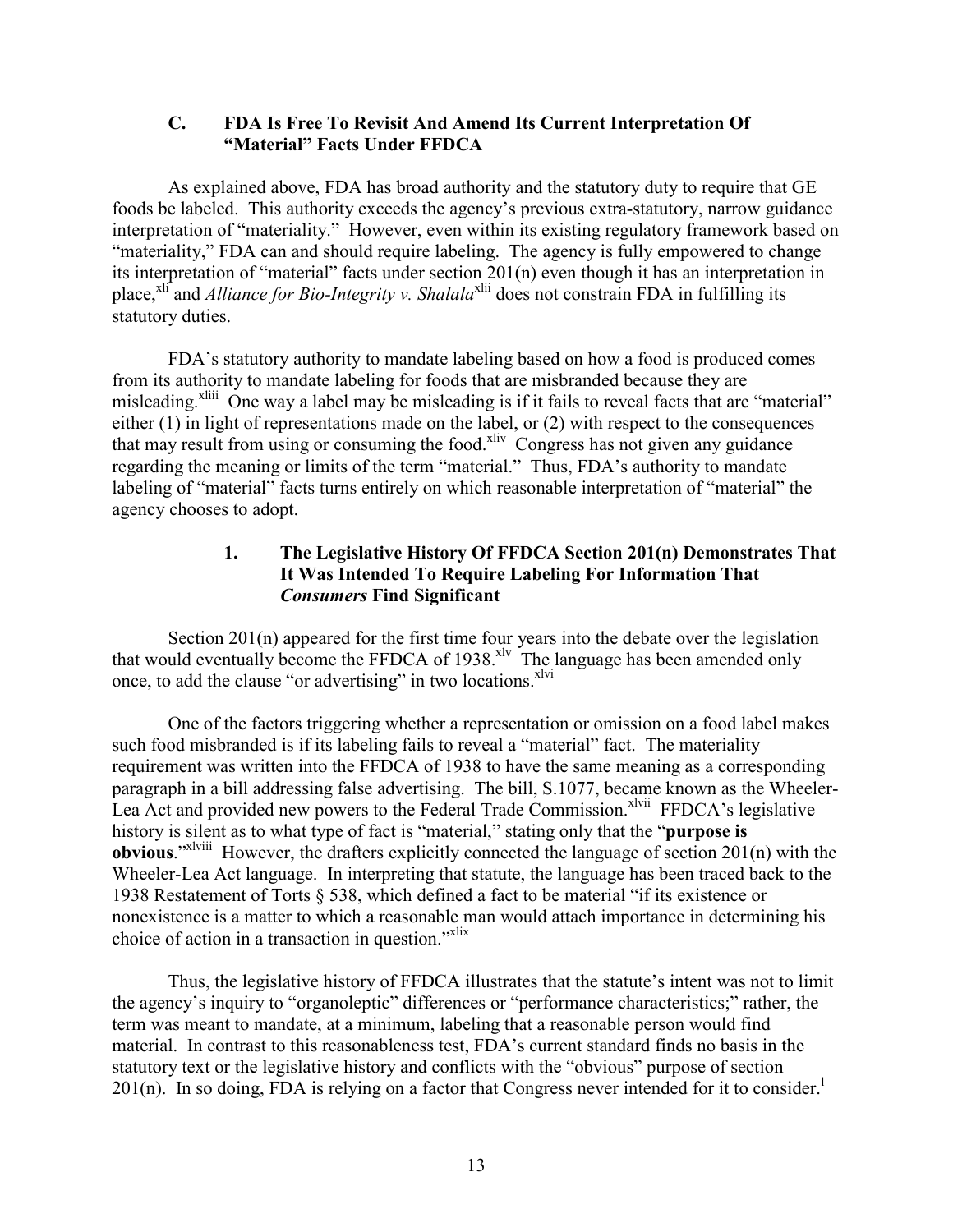### C. FDA Is Free To Revisit And Amend Its Current Interpretation Of "Material" Facts Under FFDCA

As explained above, FDA has broad authority and the statutory duty to require that GE foods be labeled. This authority exceeds the agency's previous extra-statutory, narrow guidance interpretation of "materiality." However, even within its existing regulatory framework based on "materiality," FDA can and should require labeling. The agency is fully empowered to change its interpretation of "material" facts under section 201(n) even though it has an interpretation in place,[xli] and *Alliance for Bio-Integrity v. Shalala*[xlii] does not constrain FDA in fulfilling its statutory duties.

FDA's statutory authority to mandate labeling based on how a food is produced comes from its authority to mandate labeling for foods that are misbranded because they are misleading.[xliii] One way a label may be misleading is if it fails to reveal facts that are "material" either (1) in light of representations made on the label, or (2) with respect to the consequences that may result from using or consuming the food.[xliv] Congress has not given any guidance regarding the meaning or limits of the term "material." Thus, FDA's authority to mandate labeling of "material" facts turns entirely on which reasonable interpretation of "material" the agency chooses to adopt.

#### 1. The Legislative History Of FFDCA Section 201(n) Demonstrates That It Was Intended To Require Labeling For Information That *Consumers* Find Significant

Section 201(n) appeared for the first time four years into the debate over the legislation that would eventually become the FFDCA of 1938.[xlv] The language has been amended only once, to add the clause "or advertising" in two locations.[xlvi]

One of the factors triggering whether a representation or omission on a food label makes such food misbranded is if its labeling fails to reveal a "material" fact. The materiality requirement was written into the FFDCA of 1938 to have the same meaning as a corresponding paragraph in a bill addressing false advertising. The bill, S.1077, became known as the Wheeler-Lea Act and provided new powers to the Federal Trade Commission.[xlvii] FFDCA's legislative history is silent as to what type of fact is "material," stating only that the "**purpose is obvious**."[xlviii] However, the drafters explicitly connected the language of section 201(n) with the Wheeler-Lea Act language. In interpreting that statute, the language has been traced back to the 1938 Restatement of Torts § 538, which defined a fact to be material "if its existence or nonexistence is a matter to which a reasonable man would attach importance in determining his choice of action in a transaction in question."[xlix]

Thus, the legislative history of FFDCA illustrates that the statute's intent was not to limit the agency's inquiry to "organoleptic" differences or "performance characteristics;" rather, the term was meant to mandate, at a minimum, labeling that a reasonable person would find material. In contrast to this reasonableness test, FDA's current standard finds no basis in the statutory text or the legislative history and conflicts with the "obvious" purpose of section 201(n). In so doing, FDA is relying on a factor that Congress never intended for it to consider.[l]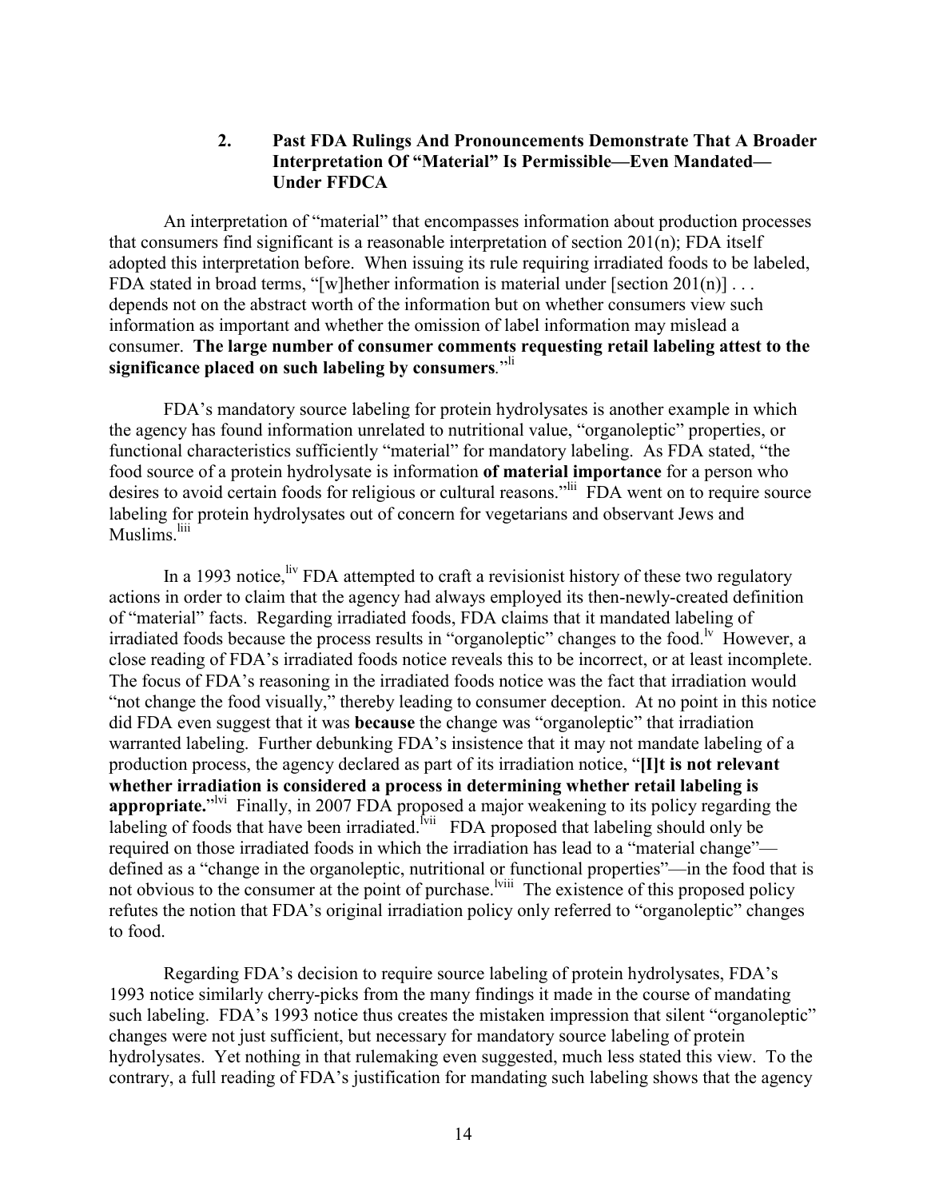### 2. Past FDA Rulings And Pronouncements Demonstrate That A Broader Interpretation Of "Material" Is Permissible—Even Mandated—Under FFDCA

An interpretation of "material" that encompasses information about production processes that consumers find significant is a reasonable interpretation of section 201(n); FDA itself adopted this interpretation before. When issuing its rule requiring irradiated foods to be labeled, FDA stated in broad terms, "[w]hether information is material under [section 201(n)] . . . depends not on the abstract worth of the information but on whether consumers view such information as important and whether the omission of label information may mislead a consumer. **The large number of consumer comments requesting retail labeling attest to the significance placed on such labeling by consumers**."[li]

FDA's mandatory source labeling for protein hydrolysates is another example in which the agency has found information unrelated to nutritional value, "organoleptic" properties, or functional characteristics sufficiently "material" for mandatory labeling. As FDA stated, "the food source of a protein hydrolysate is information **of material importance** for a person who desires to avoid certain foods for religious or cultural reasons."[lii] FDA went on to require source labeling for protein hydrolysates out of concern for vegetarians and observant Jews and Muslims.[liii]

In a 1993 notice,[liv] FDA attempted to craft a revisionist history of these two regulatory actions in order to claim that the agency had always employed its then-newly-created definition of "material" facts. Regarding irradiated foods, FDA claims that it mandated labeling of irradiated foods because the process results in "organoleptic" changes to the food.[lv] However, a close reading of FDA's irradiated foods notice reveals this to be incorrect, or at least incomplete. The focus of FDA's reasoning in the irradiated foods notice was the fact that irradiation would "not change the food visually," thereby leading to consumer deception. At no point in this notice did FDA even suggest that it was **because** the change was "organoleptic" that irradiation warranted labeling. Further debunking FDA's insistence that it may not mandate labeling of a production process, the agency declared as part of its irradiation notice, "**[I]t is not relevant whether irradiation is considered a process in determining whether retail labeling is appropriate.**"[lvi] Finally, in 2007 FDA proposed a major weakening to its policy regarding the labeling of foods that have been irradiated.[lvii] FDA proposed that labeling should only be required on those irradiated foods in which the irradiation has lead to a "material change"—defined as a "change in the organoleptic, nutritional or functional properties"—in the food that is not obvious to the consumer at the point of purchase.[lviii] The existence of this proposed policy refutes the notion that FDA's original irradiation policy only referred to "organoleptic" changes to food.

Regarding FDA's decision to require source labeling of protein hydrolysates, FDA's 1993 notice similarly cherry-picks from the many findings it made in the course of mandating such labeling. FDA's 1993 notice thus creates the mistaken impression that silent "organoleptic" changes were not just sufficient, but necessary for mandatory source labeling of protein hydrolysates. Yet nothing in that rulemaking even suggested, much less stated this view. To the contrary, a full reading of FDA's justification for mandating such labeling shows that the agency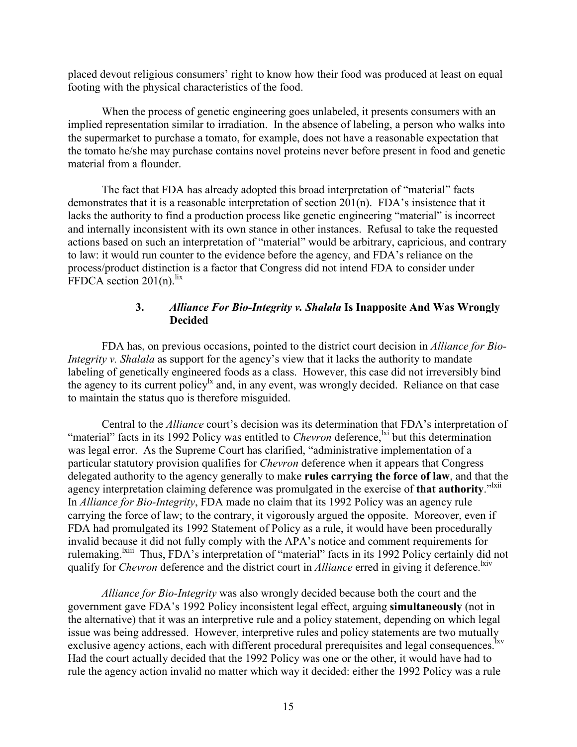placed devout religious consumers' right to know how their food was produced at least on equal footing with the physical characteristics of the food.

When the process of genetic engineering goes unlabeled, it presents consumers with an implied representation similar to irradiation. In the absence of labeling, a person who walks into the supermarket to purchase a tomato, for example, does not have a reasonable expectation that the tomato he/she may purchase contains novel proteins never before present in food and genetic material from a flounder.

The fact that FDA has already adopted this broad interpretation of "material" facts demonstrates that it is a reasonable interpretation of section 201(n). FDA's insistence that it lacks the authority to find a production process like genetic engineering "material" is incorrect and internally inconsistent with its own stance in other instances. Refusal to take the requested actions based on such an interpretation of "material" would be arbitrary, capricious, and contrary to law: it would run counter to the evidence before the agency, and FDA's reliance on the process/product distinction is a factor that Congress did not intend FDA to consider under FFDCA section 201(n).[lix]

### 3. *Alliance For Bio-Integrity v. Shalala* Is Inapposite And Was Wrongly Decided

FDA has, on previous occasions, pointed to the district court decision in *Alliance for Bio-Integrity v. Shalala* as support for the agency's view that it lacks the authority to mandate labeling of genetically engineered foods as a class. However, this case did not irreversibly bind the agency to its current policy[lx] and, in any event, was wrongly decided. Reliance on that case to maintain the status quo is therefore misguided.

Central to the *Alliance* court's decision was its determination that FDA's interpretation of "material" facts in its 1992 Policy was entitled to *Chevron* deference,[lxi] but this determination was legal error. As the Supreme Court has clarified, "administrative implementation of a particular statutory provision qualifies for *Chevron* deference when it appears that Congress delegated authority to the agency generally to make **rules carrying the force of law**, and that the agency interpretation claiming deference was promulgated in the exercise of **that authority**."[lxii] In *Alliance for Bio-Integrity*, FDA made no claim that its 1992 Policy was an agency rule carrying the force of law; to the contrary, it vigorously argued the opposite. Moreover, even if FDA had promulgated its 1992 Statement of Policy as a rule, it would have been procedurally invalid because it did not fully comply with the APA's notice and comment requirements for rulemaking.[lxiii] Thus, FDA's interpretation of "material" facts in its 1992 Policy certainly did not qualify for *Chevron* deference and the district court in *Alliance* erred in giving it deference.[lxiv]

*Alliance for Bio-Integrity* was also wrongly decided because both the court and the government gave FDA's 1992 Policy inconsistent legal effect, arguing **simultaneously** (not in the alternative) that it was an interpretive rule and a policy statement, depending on which legal issue was being addressed. However, interpretive rules and policy statements are two mutually exclusive agency actions, each with different procedural prerequisites and legal consequences.[lxv] Had the court actually decided that the 1992 Policy was one or the other, it would have had to rule the agency action invalid no matter which way it decided: either the 1992 Policy was a rule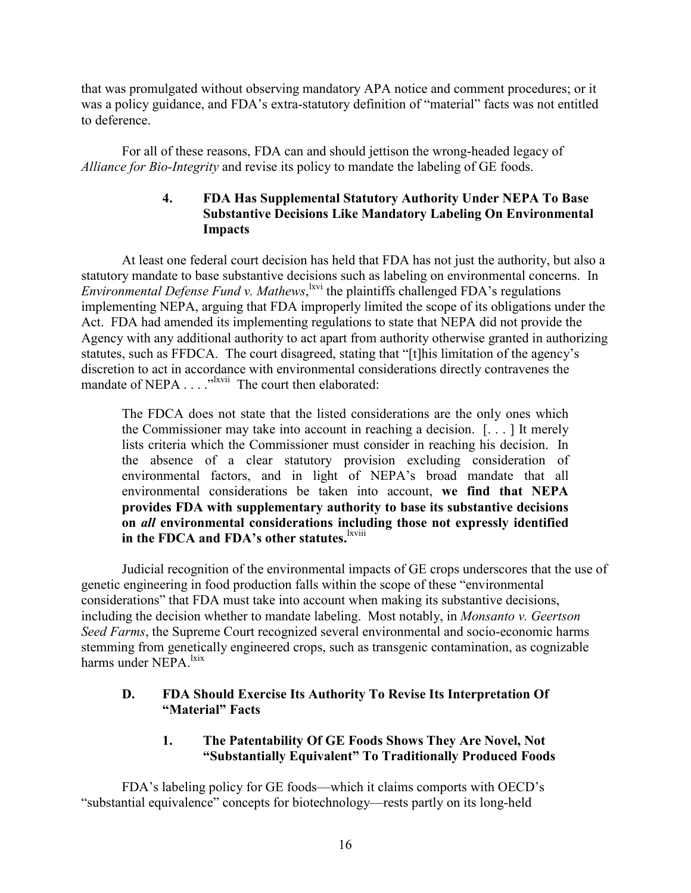that was promulgated without observing mandatory APA notice and comment procedures; or it was a policy guidance, and FDA's extra-statutory definition of "material" facts was not entitled to deference.

For all of these reasons, FDA can and should jettison the wrong-headed legacy of *Alliance for Bio-Integrity* and revise its policy to mandate the labeling of GE foods.

### 4. FDA Has Supplemental Statutory Authority Under NEPA To Base Substantive Decisions Like Mandatory Labeling On Environmental Impacts

At least one federal court decision has held that FDA has not just the authority, but also a statutory mandate to base substantive decisions such as labeling on environmental concerns. In *Environmental Defense Fund v. Mathews*,[lxvi] the plaintiffs challenged FDA's regulations implementing NEPA, arguing that FDA improperly limited the scope of its obligations under the Act. FDA had amended its implementing regulations to state that NEPA did not provide the Agency with any additional authority to act apart from authority otherwise granted in authorizing statutes, such as FFDCA. The court disagreed, stating that "[t]his limitation of the agency's discretion to act in accordance with environmental considerations directly contravenes the mandate of NEPA . . . ."[lxvii] The court then elaborated:

> The FDCA does not state that the listed considerations are the only ones which the Commissioner may take into account in reaching a decision. [. . . ] It merely lists criteria which the Commissioner must consider in reaching his decision. In the absence of a clear statutory provision excluding consideration of environmental factors, and in light of NEPA's broad mandate that all environmental considerations be taken into account, **we find that NEPA provides FDA with supplementary authority to base its substantive decisions on *all* environmental considerations including those not expressly identified in the FDCA and FDA's other statutes.**[lxviii]

Judicial recognition of the environmental impacts of GE crops underscores that the use of genetic engineering in food production falls within the scope of these "environmental considerations" that FDA must take into account when making its substantive decisions, including the decision whether to mandate labeling. Most notably, in *Monsanto v. Geertson Seed Farms*, the Supreme Court recognized several environmental and socio-economic harms stemming from genetically engineered crops, such as transgenic contamination, as cognizable harms under NEPA.[lxix]

## D. FDA Should Exercise Its Authority To Revise Its Interpretation Of "Material" Facts

### 1. The Patentability Of GE Foods Shows They Are Novel, Not "Substantially Equivalent" To Traditionally Produced Foods

FDA's labeling policy for GE foods—which it claims comports with OECD's "substantial equivalence" concepts for biotechnology—rests partly on its long-held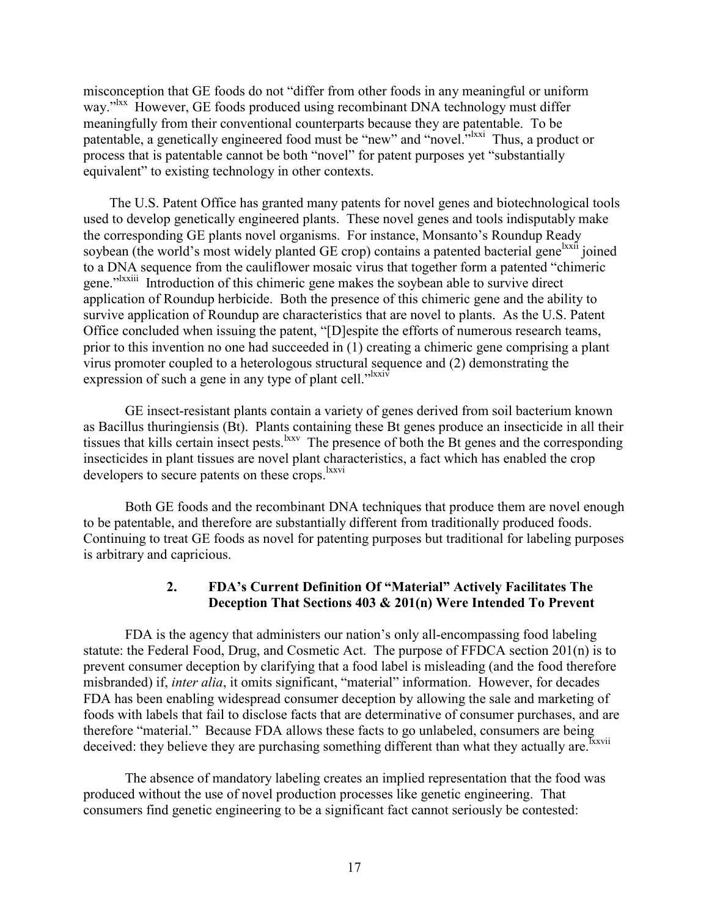misconception that GE foods do not "differ from other foods in any meaningful or uniform way."[lxx] However, GE foods produced using recombinant DNA technology must differ meaningfully from their conventional counterparts because they are patentable. To be patentable, a genetically engineered food must be "new" and "novel."[lxxi] Thus, a product or process that is patentable cannot be both "novel" for patent purposes yet "substantially equivalent" to existing technology in other contexts.

The U.S. Patent Office has granted many patents for novel genes and biotechnological tools used to develop genetically engineered plants. These novel genes and tools indisputably make the corresponding GE plants novel organisms. For instance, Monsanto's Roundup Ready soybean (the world's most widely planted GE crop) contains a patented bacterial gene[lxxii] joined to a DNA sequence from the cauliflower mosaic virus that together form a patented "chimeric gene."[lxxiii] Introduction of this chimeric gene makes the soybean able to survive direct application of Roundup herbicide. Both the presence of this chimeric gene and the ability to survive application of Roundup are characteristics that are novel to plants. As the U.S. Patent Office concluded when issuing the patent, "[D]espite the efforts of numerous research teams, prior to this invention no one had succeeded in (1) creating a chimeric gene comprising a plant virus promoter coupled to a heterologous structural sequence and (2) demonstrating the expression of such a gene in any type of plant cell."[lxxiv]

GE insect-resistant plants contain a variety of genes derived from soil bacterium known as Bacillus thuringiensis (Bt). Plants containing these Bt genes produce an insecticide in all their tissues that kills certain insect pests.[lxxv] The presence of both the Bt genes and the corresponding insecticides in plant tissues are novel plant characteristics, a fact which has enabled the crop developers to secure patents on these crops.[lxxvi]

Both GE foods and the recombinant DNA techniques that produce them are novel enough to be patentable, and therefore are substantially different from traditionally produced foods. Continuing to treat GE foods as novel for patenting purposes but traditional for labeling purposes is arbitrary and capricious.

### 2. FDA's Current Definition Of "Material" Actively Facilitates The Deception That Sections 403 & 201(n) Were Intended To Prevent

FDA is the agency that administers our nation's only all-encompassing food labeling statute: the Federal Food, Drug, and Cosmetic Act. The purpose of FFDCA section 201(n) is to prevent consumer deception by clarifying that a food label is misleading (and the food therefore misbranded) if, *inter alia*, it omits significant, "material" information. However, for decades FDA has been enabling widespread consumer deception by allowing the sale and marketing of foods with labels that fail to disclose facts that are determinative of consumer purchases, and are therefore "material." Because FDA allows these facts to go unlabeled, consumers are being deceived: they believe they are purchasing something different than what they actually are.[lxxvii]

The absence of mandatory labeling creates an implied representation that the food was produced without the use of novel production processes like genetic engineering. That consumers find genetic engineering to be a significant fact cannot seriously be contested: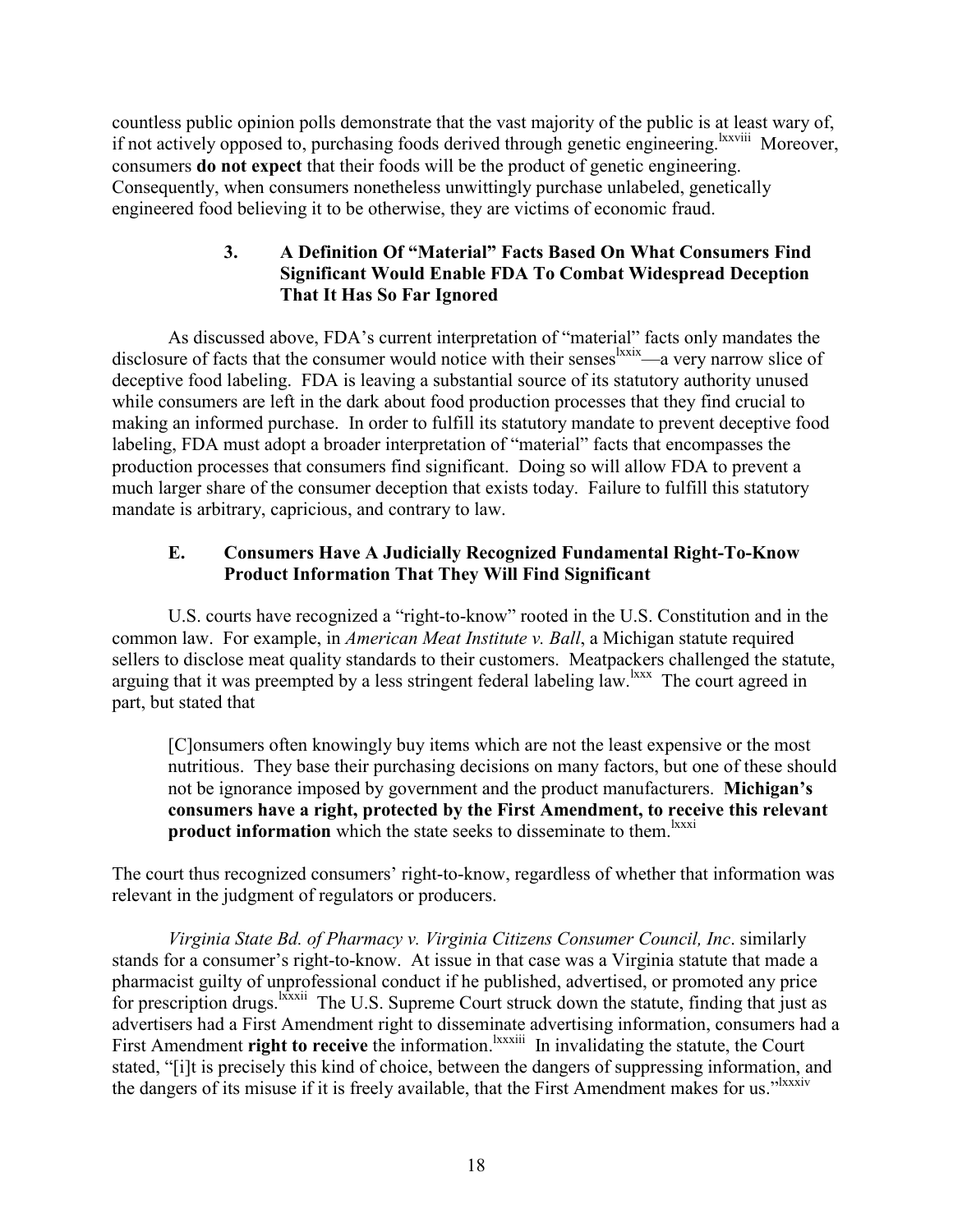countless public opinion polls demonstrate that the vast majority of the public is at least wary of, if not actively opposed to, purchasing foods derived through genetic engineering.[lxxviii] Moreover, consumers **do not expect** that their foods will be the product of genetic engineering. Consequently, when consumers nonetheless unwittingly purchase unlabeled, genetically engineered food believing it to be otherwise, they are victims of economic fraud.

### 3. A Definition Of "Material" Facts Based On What Consumers Find Significant Would Enable FDA To Combat Widespread Deception That It Has So Far Ignored

As discussed above, FDA's current interpretation of "material" facts only mandates the disclosure of facts that the consumer would notice with their senses[lxxix]—a very narrow slice of deceptive food labeling. FDA is leaving a substantial source of its statutory authority unused while consumers are left in the dark about food production processes that they find crucial to making an informed purchase. In order to fulfill its statutory mandate to prevent deceptive food labeling, FDA must adopt a broader interpretation of "material" facts that encompasses the production processes that consumers find significant. Doing so will allow FDA to prevent a much larger share of the consumer deception that exists today. Failure to fulfill this statutory mandate is arbitrary, capricious, and contrary to law.

## E. Consumers Have A Judicially Recognized Fundamental Right-To-Know Product Information That They Will Find Significant

U.S. courts have recognized a "right-to-know" rooted in the U.S. Constitution and in the common law. For example, in *American Meat Institute v. Ball*, a Michigan statute required sellers to disclose meat quality standards to their customers. Meatpackers challenged the statute, arguing that it was preempted by a less stringent federal labeling law.[lxxx] The court agreed in part, but stated that

> [C]onsumers often knowingly buy items which are not the least expensive or the most nutritious. They base their purchasing decisions on many factors, but one of these should not be ignorance imposed by government and the product manufacturers. **Michigan's consumers have a right, protected by the First Amendment, to receive this relevant product information** which the state seeks to disseminate to them.[lxxxi]

The court thus recognized consumers' right-to-know, regardless of whether that information was relevant in the judgment of regulators or producers.

*Virginia State Bd. of Pharmacy v. Virginia Citizens Consumer Council, Inc*. similarly stands for a consumer's right-to-know. At issue in that case was a Virginia statute that made a pharmacist guilty of unprofessional conduct if he published, advertised, or promoted any price for prescription drugs.[lxxxii] The U.S. Supreme Court struck down the statute, finding that just as advertisers had a First Amendment right to disseminate advertising information, consumers had a First Amendment **right to receive** the information.[lxxxiii] In invalidating the statute, the Court stated, "[i]t is precisely this kind of choice, between the dangers of suppressing information, and the dangers of its misuse if it is freely available, that the First Amendment makes for us."[lxxxiv]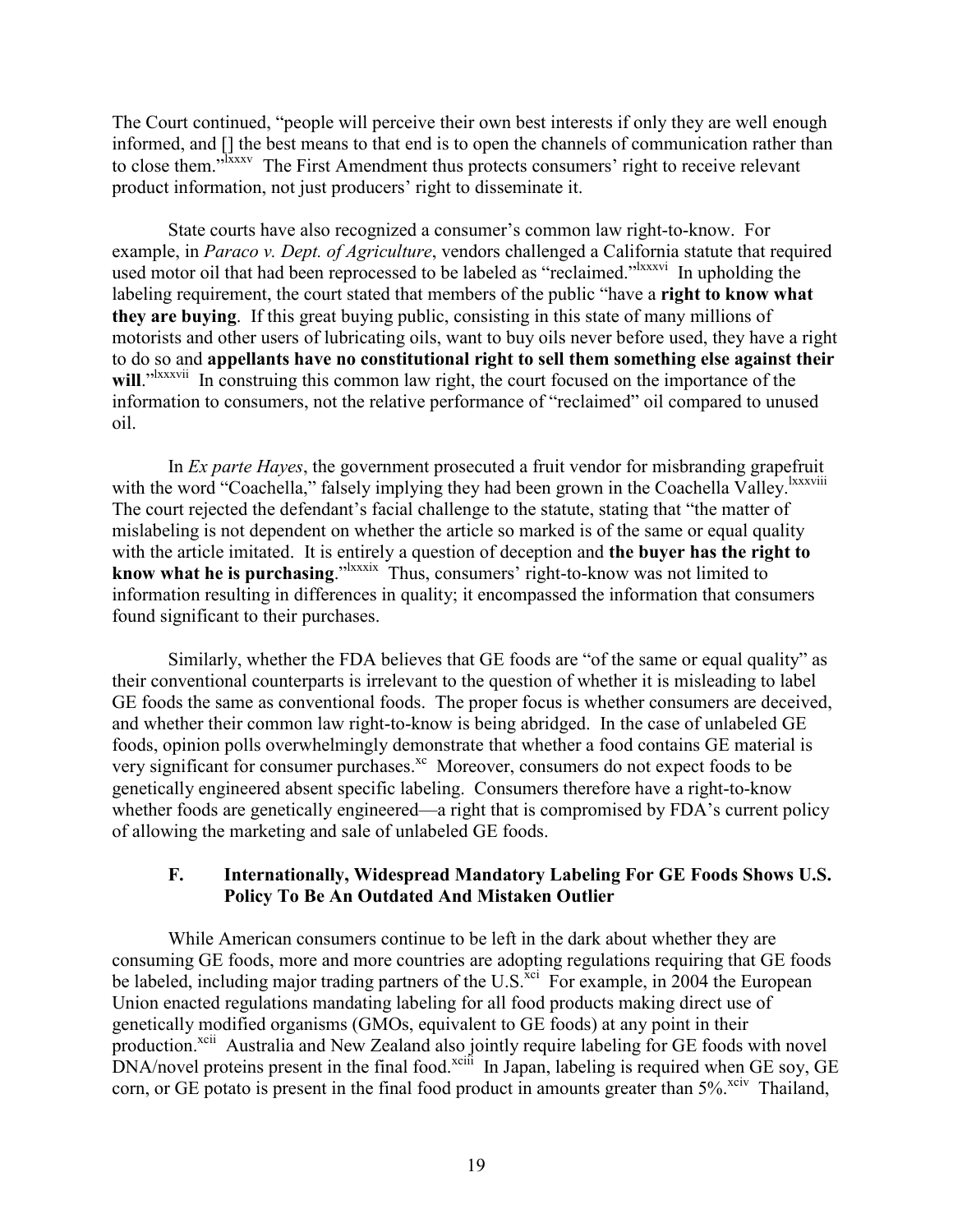The Court continued, "people will perceive their own best interests if only they are well enough informed, and [] the best means to that end is to open the channels of communication rather than to close them."[lxxxv] The First Amendment thus protects consumers' right to receive relevant product information, not just producers' right to disseminate it.

State courts have also recognized a consumer's common law right-to-know. For example, in *Paraco v. Dept. of Agriculture*, vendors challenged a California statute that required used motor oil that had been reprocessed to be labeled as "reclaimed."[lxxxvi] In upholding the labeling requirement, the court stated that members of the public "have a **right to know what they are buying**. If this great buying public, consisting in this state of many millions of motorists and other users of lubricating oils, want to buy oils never before used, they have a right to do so and **appellants have no constitutional right to sell them something else against their will**."[lxxxvii] In construing this common law right, the court focused on the importance of the information to consumers, not the relative performance of "reclaimed" oil compared to unused oil.

In *Ex parte Hayes*, the government prosecuted a fruit vendor for misbranding grapefruit with the word "Coachella," falsely implying they had been grown in the Coachella Valley.[lxxxviii] The court rejected the defendant's facial challenge to the statute, stating that "the matter of mislabeling is not dependent on whether the article so marked is of the same or equal quality with the article imitated. It is entirely a question of deception and **the buyer has the right to know what he is purchasing**."[lxxxix] Thus, consumers' right-to-know was not limited to information resulting in differences in quality; it encompassed the information that consumers found significant to their purchases.

Similarly, whether the FDA believes that GE foods are "of the same or equal quality" as their conventional counterparts is irrelevant to the question of whether it is misleading to label GE foods the same as conventional foods. The proper focus is whether consumers are deceived, and whether their common law right-to-know is being abridged. In the case of unlabeled GE foods, opinion polls overwhelmingly demonstrate that whether a food contains GE material is very significant for consumer purchases.[xc] Moreover, consumers do not expect foods to be genetically engineered absent specific labeling. Consumers therefore have a right-to-know whether foods are genetically engineered—a right that is compromised by FDA's current policy of allowing the marketing and sale of unlabeled GE foods.

### F. Internationally, Widespread Mandatory Labeling For GE Foods Shows U.S. Policy To Be An Outdated And Mistaken Outlier

While American consumers continue to be left in the dark about whether they are consuming GE foods, more and more countries are adopting regulations requiring that GE foods be labeled, including major trading partners of the U.S.[xci] For example, in 2004 the European Union enacted regulations mandating labeling for all food products making direct use of genetically modified organisms (GMOs, equivalent to GE foods) at any point in their production.[xcii] Australia and New Zealand also jointly require labeling for GE foods with novel DNA/novel proteins present in the final food.[xciii] In Japan, labeling is required when GE soy, GE corn, or GE potato is present in the final food product in amounts greater than 5%.[xciv] Thailand,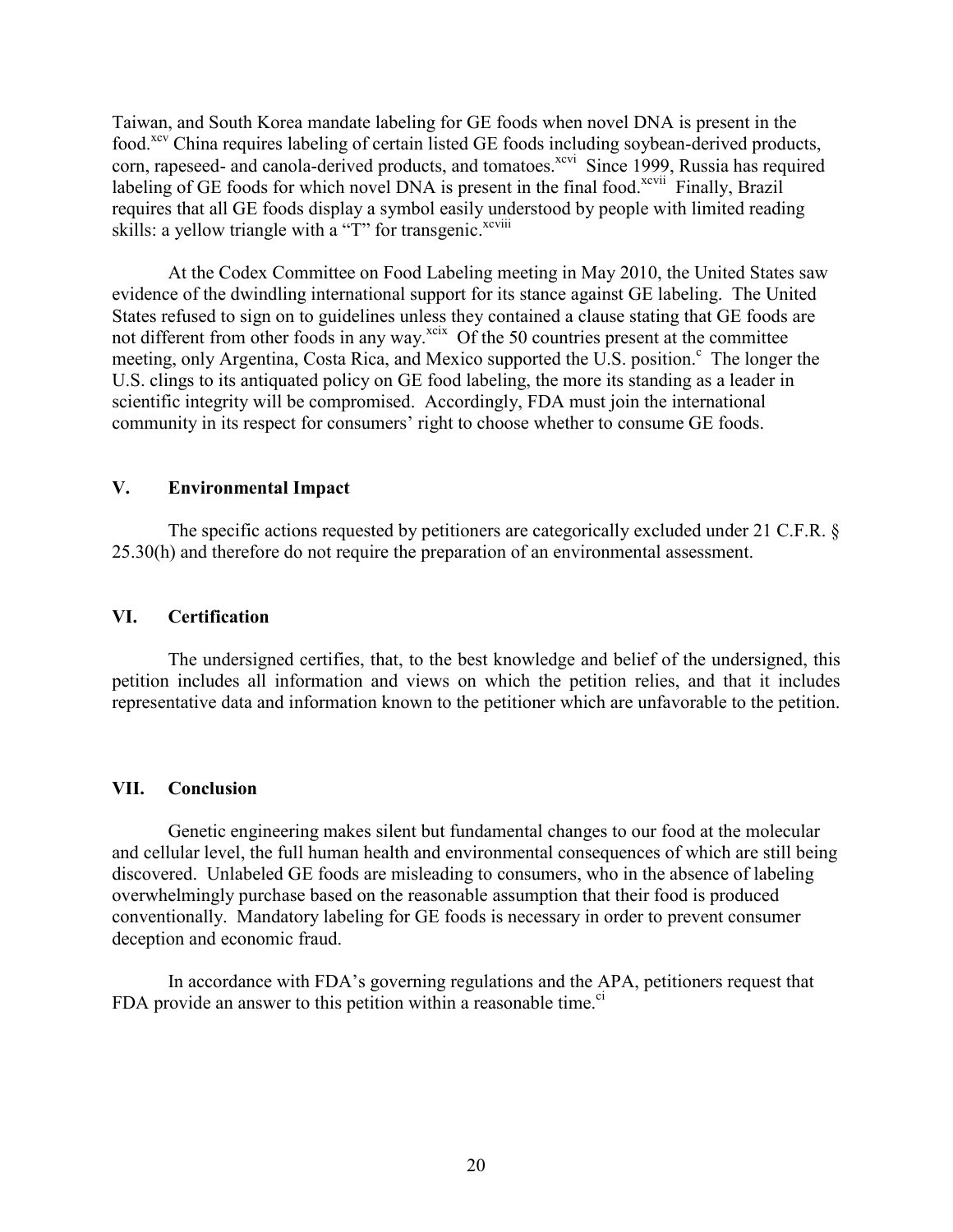Taiwan, and South Korea mandate labeling for GE foods when novel DNA is present in the food.[xcv] China requires labeling of certain listed GE foods including soybean-derived products, corn, rapeseed- and canola-derived products, and tomatoes.[xcvi] Since 1999, Russia has required labeling of GE foods for which novel DNA is present in the final food.[xcvii] Finally, Brazil requires that all GE foods display a symbol easily understood by people with limited reading skills: a yellow triangle with a "T" for transgenic.[xcviii]

At the Codex Committee on Food Labeling meeting in May 2010, the United States saw evidence of the dwindling international support for its stance against GE labeling. The United States refused to sign on to guidelines unless they contained a clause stating that GE foods are not different from other foods in any way.[xcix] Of the 50 countries present at the committee meeting, only Argentina, Costa Rica, and Mexico supported the U.S. position.[c] The longer the U.S. clings to its antiquated policy on GE food labeling, the more its standing as a leader in scientific integrity will be compromised. Accordingly, FDA must join the international community in its respect for consumers' right to choose whether to consume GE foods.

## V. Environmental Impact

The specific actions requested by petitioners are categorically excluded under 21 C.F.R. § 25.30(h) and therefore do not require the preparation of an environmental assessment.

## VI. Certification

The undersigned certifies, that, to the best knowledge and belief of the undersigned, this petition includes all information and views on which the petition relies, and that it includes representative data and information known to the petitioner which are unfavorable to the petition.

## VII. Conclusion

Genetic engineering makes silent but fundamental changes to our food at the molecular and cellular level, the full human health and environmental consequences of which are still being discovered. Unlabeled GE foods are misleading to consumers, who in the absence of labeling overwhelmingly purchase based on the reasonable assumption that their food is produced conventionally. Mandatory labeling for GE foods is necessary in order to prevent consumer deception and economic fraud.

In accordance with FDA's governing regulations and the APA, petitioners request that FDA provide an answer to this petition within a reasonable time.[ci]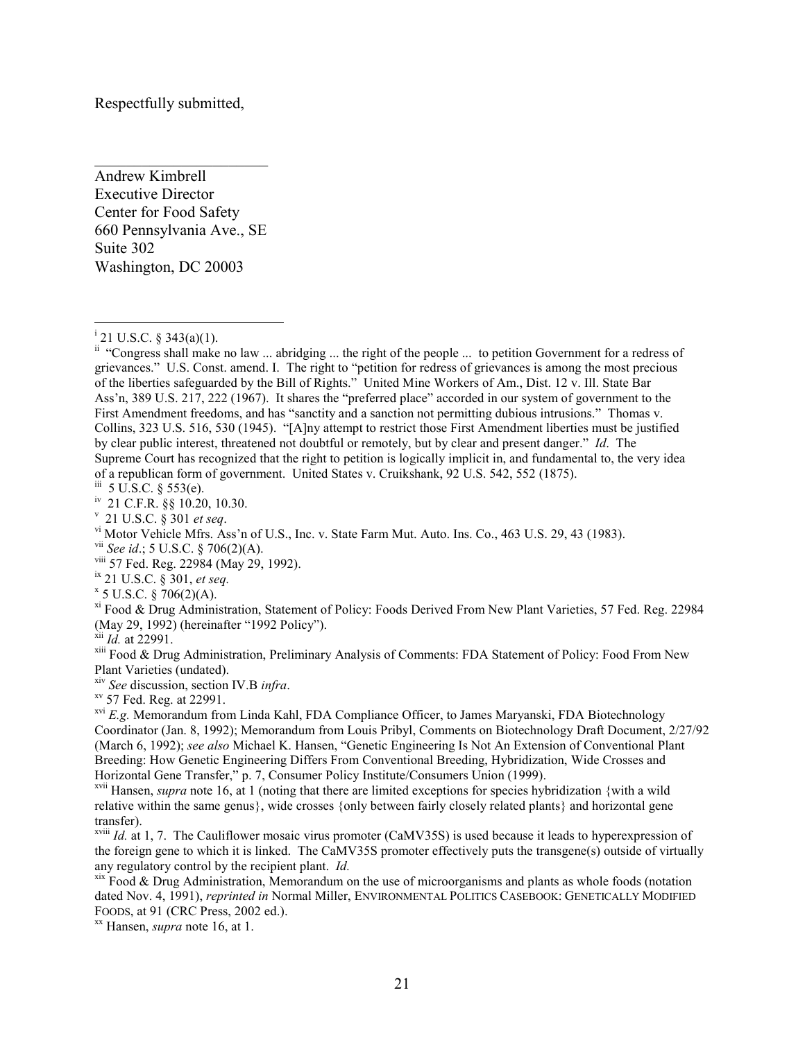Respectfully submitted,

\_\_\_\_\_\_\_\_\_\_\_\_\_\_\_\_\_\_\_\_\_\_\_

Andrew Kimbrell
Executive Director
Center for Food Safety
660 Pennsylvania Ave., SE
Suite 302
Washington, DC 20003

---

[i] 21 U.S.C. § 343(a)(1).

[ii] "Congress shall make no law ... abridging ... the right of the people ... to petition Government for a redress of grievances." U.S. Const. amend. I. The right to "petition for redress of grievances is among the most precious of the liberties safeguarded by the Bill of Rights." United Mine Workers of Am., Dist. 12 v. Ill. State Bar Ass'n, 389 U.S. 217, 222 (1967). It shares the "preferred place" accorded in our system of government to the First Amendment freedoms, and has "sanctity and a sanction not permitting dubious intrusions." Thomas v. Collins, 323 U.S. 516, 530 (1945). "[A]ny attempt to restrict those First Amendment liberties must be justified by clear public interest, threatened not doubtful or remotely, but by clear and present danger." *Id*. The Supreme Court has recognized that the right to petition is logically implicit in, and fundamental to, the very idea of a republican form of government. United States v. Cruikshank, 92 U.S. 542, 552 (1875).

[iii] 5 U.S.C. § 553(e).

[iv] 21 C.F.R. §§ 10.20, 10.30.

[v] 21 U.S.C. § 301 *et seq*.

[vi] Motor Vehicle Mfrs. Ass'n of U.S., Inc. v. State Farm Mut. Auto. Ins. Co., 463 U.S. 29, 43 (1983).

[vii] *See id*.; 5 U.S.C. § 706(2)(A).

[viii] 57 Fed. Reg. 22984 (May 29, 1992).

[ix] 21 U.S.C. § 301, *et seq.*

[x] 5 U.S.C. § 706(2)(A).

[xi] Food & Drug Administration, Statement of Policy: Foods Derived From New Plant Varieties, 57 Fed. Reg. 22984 (May 29, 1992) (hereinafter "1992 Policy").

[xii] *Id.* at 22991.

[xiii] Food & Drug Administration, Preliminary Analysis of Comments: FDA Statement of Policy: Food From New Plant Varieties (undated).

[xiv] *See* discussion, section IV.B *infra*.

[xv] 57 Fed. Reg. at 22991.

[xvi] *E.g.* Memorandum from Linda Kahl, FDA Compliance Officer, to James Maryanski, FDA Biotechnology Coordinator (Jan. 8, 1992); Memorandum from Louis Pribyl, Comments on Biotechnology Draft Document, 2/27/92 (March 6, 1992); *see also* Michael K. Hansen, "Genetic Engineering Is Not An Extension of Conventional Plant Breeding: How Genetic Engineering Differs From Conventional Breeding, Hybridization, Wide Crosses and Horizontal Gene Transfer," p. 7, Consumer Policy Institute/Consumers Union (1999).

[xvii] Hansen, *supra* note 16, at 1 (noting that there are limited exceptions for species hybridization {with a wild relative within the same genus}, wide crosses {only between fairly closely related plants} and horizontal gene transfer).

[xviii] *Id.* at 1, 7. The Cauliflower mosaic virus promoter (CaMV35S) is used because it leads to hyperexpression of the foreign gene to which it is linked. The CaMV35S promoter effectively puts the transgene(s) outside of virtually any regulatory control by the recipient plant. *Id.*

[xix] Food & Drug Administration, Memorandum on the use of microorganisms and plants as whole foods (notation dated Nov. 4, 1991), *reprinted in* Normal Miller, ENVIRONMENTAL POLITICS CASEBOOK: GENETICALLY MODIFIED FOODS, at 91 (CRC Press, 2002 ed.).

[xx] Hansen, *supra* note 16, at 1.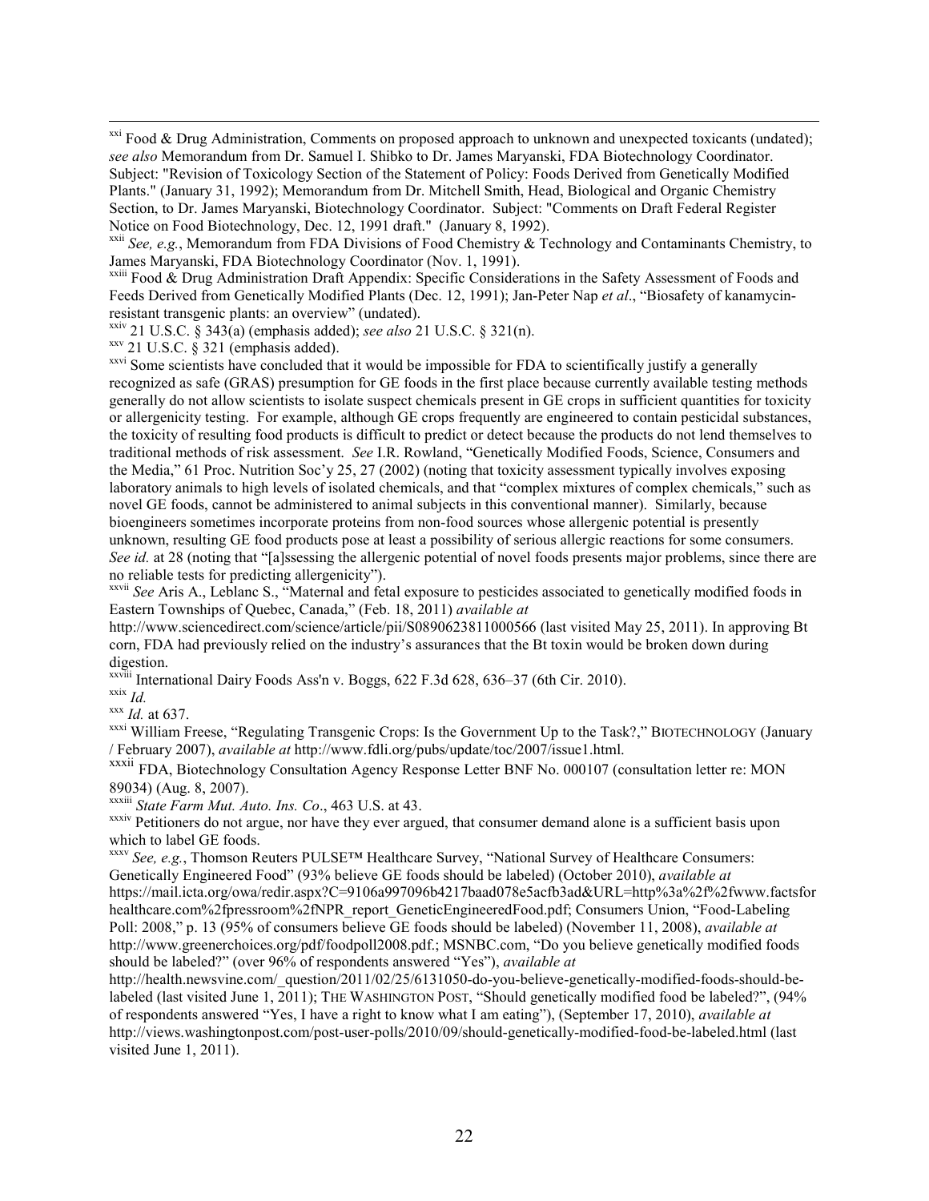[xxi] Food & Drug Administration, Comments on proposed approach to unknown and unexpected toxicants (undated); *see also* Memorandum from Dr. Samuel I. Shibko to Dr. James Maryanski, FDA Biotechnology Coordinator. Subject: "Revision of Toxicology Section of the Statement of Policy: Foods Derived from Genetically Modified Plants." (January 31, 1992); Memorandum from Dr. Mitchell Smith, Head, Biological and Organic Chemistry Section, to Dr. James Maryanski, Biotechnology Coordinator. Subject: "Comments on Draft Federal Register Notice on Food Biotechnology, Dec. 12, 1991 draft." (January 8, 1992).

[xxii] *See, e.g.*, Memorandum from FDA Divisions of Food Chemistry & Technology and Contaminants Chemistry, to James Maryanski, FDA Biotechnology Coordinator (Nov. 1, 1991).

[xxiii] Food & Drug Administration Draft Appendix: Specific Considerations in the Safety Assessment of Foods and Feeds Derived from Genetically Modified Plants (Dec. 12, 1991); Jan-Peter Nap *et al*., "Biosafety of kanamycin-resistant transgenic plants: an overview" (undated).

[xxiv] 21 U.S.C. § 343(a) (emphasis added); *see also* 21 U.S.C. § 321(n).

[xxv] 21 U.S.C. § 321 (emphasis added).

[xxvi] Some scientists have concluded that it would be impossible for FDA to scientifically justify a generally recognized as safe (GRAS) presumption for GE foods in the first place because currently available testing methods generally do not allow scientists to isolate suspect chemicals present in GE crops in sufficient quantities for toxicity or allergenicity testing. For example, although GE crops frequently are engineered to contain pesticidal substances, the toxicity of resulting food products is difficult to predict or detect because the products do not lend themselves to traditional methods of risk assessment. *See* I.R. Rowland, "Genetically Modified Foods, Science, Consumers and the Media," 61 Proc. Nutrition Soc'y 25, 27 (2002) (noting that toxicity assessment typically involves exposing laboratory animals to high levels of isolated chemicals, and that "complex mixtures of complex chemicals," such as novel GE foods, cannot be administered to animal subjects in this conventional manner). Similarly, because bioengineers sometimes incorporate proteins from non-food sources whose allergenic potential is presently unknown, resulting GE food products pose at least a possibility of serious allergic reactions for some consumers. *See id.* at 28 (noting that "[a]ssessing the allergenic potential of novel foods presents major problems, since there are no reliable tests for predicting allergenicity").

[xxvii] *See* Aris A., Leblanc S., "Maternal and fetal exposure to pesticides associated to genetically modified foods in Eastern Townships of Quebec, Canada," (Feb. 18, 2011) *available at* http://www.sciencedirect.com/science/article/pii/S0890623811000566 (last visited May 25, 2011). In approving Bt corn, FDA had previously relied on the industry's assurances that the Bt toxin would be broken down during digestion.

[xxviii] International Dairy Foods Ass'n v. Boggs, 622 F.3d 628, 636–37 (6th Cir. 2010).

[xxix] *Id.*

[xxx] *Id.* at 637.

[xxxi] William Freese, "Regulating Transgenic Crops: Is the Government Up to the Task?," BIOTECHNOLOGY (January / February 2007), *available at* http://www.fdli.org/pubs/update/toc/2007/issue1.html.

[xxxii] FDA, Biotechnology Consultation Agency Response Letter BNF No. 000107 (consultation letter re: MON 89034) (Aug. 8, 2007).

[xxxiii] *State Farm Mut. Auto. Ins. Co*., 463 U.S. at 43.

[xxxiv] Petitioners do not argue, nor have they ever argued, that consumer demand alone is a sufficient basis upon which to label GE foods.

[xxxv] *See, e.g.*, Thomson Reuters PULSE™ Healthcare Survey, "National Survey of Healthcare Consumers: Genetically Engineered Food" (93% believe GE foods should be labeled) (October 2010), *available at* https://mail.icta.org/owa/redir.aspx?C=9106a997096b4217baad078e5acfb3ad&URL=http%3a%2f%2fwww.factsforhealthcare.com%2fpressroom%2fNPR_report_GeneticEngineeredFood.pdf; Consumers Union, "Food-Labeling Poll: 2008," p. 13 (95% of consumers believe GE foods should be labeled) (November 11, 2008), *available at* http://www.greenerchoices.org/pdf/foodpoll2008.pdf.; MSNBC.com, "Do you believe genetically modified foods should be labeled?" (over 96% of respondents answered "Yes"), *available at* http://health.newsvine.com/_question/2011/02/25/6131050-do-you-believe-genetically-modified-foods-should-be-labeled (last visited June 1, 2011); THE WASHINGTON POST, "Should genetically modified food be labeled?", (94% of respondents answered "Yes, I have a right to know what I am eating"), (September 17, 2010), *available at* http://views.washingtonpost.com/post-user-polls/2010/09/should-genetically-modified-food-be-labeled.html (last visited June 1, 2011).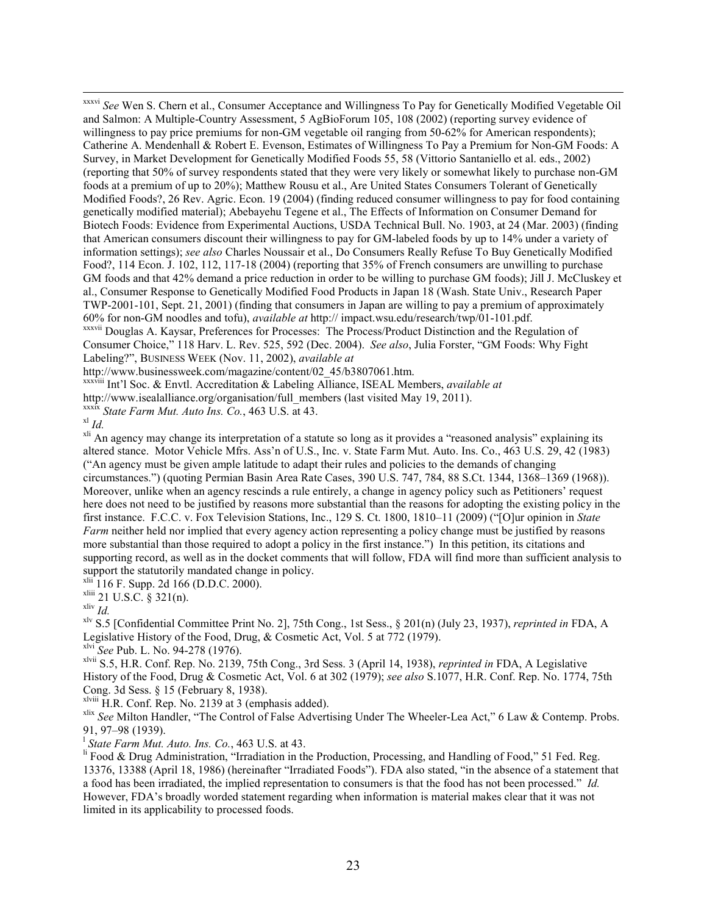[xxxvi] *See* Wen S. Chern et al., Consumer Acceptance and Willingness To Pay for Genetically Modified Vegetable Oil and Salmon: A Multiple-Country Assessment, 5 AgBioForum 105, 108 (2002) (reporting survey evidence of willingness to pay price premiums for non-GM vegetable oil ranging from 50-62% for American respondents); Catherine A. Mendenhall & Robert E. Evenson, Estimates of Willingness To Pay a Premium for Non-GM Foods: A Survey, in Market Development for Genetically Modified Foods 55, 58 (Vittorio Santaniello et al. eds., 2002) (reporting that 50% of survey respondents stated that they were very likely or somewhat likely to purchase non-GM foods at a premium of up to 20%); Matthew Rousu et al., Are United States Consumers Tolerant of Genetically Modified Foods?, 26 Rev. Agric. Econ. 19 (2004) (finding reduced consumer willingness to pay for food containing genetically modified material); Abebayehu Tegene et al., The Effects of Information on Consumer Demand for Biotech Foods: Evidence from Experimental Auctions, USDA Technical Bull. No. 1903, at 24 (Mar. 2003) (finding that American consumers discount their willingness to pay for GM-labeled foods by up to 14% under a variety of information settings); *see also* Charles Noussair et al., Do Consumers Really Refuse To Buy Genetically Modified Food?, 114 Econ. J. 102, 112, 117-18 (2004) (reporting that 35% of French consumers are unwilling to purchase GM foods and that 42% demand a price reduction in order to be willing to purchase GM foods); Jill J. McCluskey et al., Consumer Response to Genetically Modified Food Products in Japan 18 (Wash. State Univ., Research Paper TWP-2001-101, Sept. 21, 2001) (finding that consumers in Japan are willing to pay a premium of approximately 60% for non-GM noodles and tofu), *available at* http:// impact.wsu.edu/research/twp/01-101.pdf.

[xxxvii] Douglas A. Kaysar, Preferences for Processes: The Process/Product Distinction and the Regulation of Consumer Choice," 118 Harv. L. Rev. 525, 592 (Dec. 2004). *See also*, Julia Forster, "GM Foods: Why Fight Labeling?", BUSINESS WEEK (Nov. 11, 2002), *available at* http://www.businessweek.com/magazine/content/02_45/b3807061.htm.

[xxxviii] Int'l Soc. & Envtl. Accreditation & Labeling Alliance, ISEAL Members, *available at* http://www.isealalliance.org/organisation/full_members (last visited May 19, 2011).

[xxxix] *State Farm Mut. Auto Ins. Co.*, 463 U.S. at 43.

[xl] *Id.*

[xli] An agency may change its interpretation of a statute so long as it provides a "reasoned analysis" explaining its altered stance. Motor Vehicle Mfrs. Ass'n of U.S., Inc. v. State Farm Mut. Auto. Ins. Co., 463 U.S. 29, 42 (1983) ("An agency must be given ample latitude to adapt their rules and policies to the demands of changing circumstances.") (quoting Permian Basin Area Rate Cases, 390 U.S. 747, 784, 88 S.Ct. 1344, 1368–1369 (1968)). Moreover, unlike when an agency rescinds a rule entirely, a change in agency policy such as Petitioners' request here does not need to be justified by reasons more substantial than the reasons for adopting the existing policy in the first instance. F.C.C. v. Fox Television Stations, Inc., 129 S. Ct. 1800, 1810–11 (2009) ("[O]ur opinion in *State Farm* neither held nor implied that every agency action representing a policy change must be justified by reasons more substantial than those required to adopt a policy in the first instance.") In this petition, its citations and supporting record, as well as in the docket comments that will follow, FDA will find more than sufficient analysis to support the statutorily mandated change in policy.

[xlii] 116 F. Supp. 2d 166 (D.D.C. 2000).

[xliii] 21 U.S.C. § 321(n).

[xliv] *Id.*

[xlv] S.5 [Confidential Committee Print No. 2], 75th Cong., 1st Sess., § 201(n) (July 23, 1937), *reprinted in* FDA, A Legislative History of the Food, Drug, & Cosmetic Act, Vol. 5 at 772 (1979).

[xlvi] *See* Pub. L. No. 94-278 (1976).

[xlvii] S.5, H.R. Conf. Rep. No. 2139, 75th Congr., 3rd Sess. 3 (April 14, 1938), *reprinted in* FDA, A Legislative History of the Food, Drug & Cosmetic Act, Vol. 6 at 302 (1979); *see also* S.1077, H.R. Conf. Rep. No. 1774, 75th Cong. 3d Sess. § 15 (February 8, 1938).

[xlviii] H.R. Conf. Rep. No. 2139 at 3 (emphasis added).

[xlix] *See* Milton Handler, "The Control of False Advertising Under The Wheeler-Lea Act," 6 Law & Contemp. Probs. 91, 97–98 (1939).

[l] *State Farm Mut. Auto. Ins. Co.*, 463 U.S. at 43.

[li] Food & Drug Administration, "Irradiation in the Production, Processing, and Handling of Food," 51 Fed. Reg. 13376, 13388 (April 18, 1986) (hereinafter "Irradiated Foods"). FDA also stated, "in the absence of a statement that a food has been irradiated, the implied representation to consumers is that the food has not been processed." *Id.* However, FDA's broadly worded statement regarding when information is material makes clear that it was not limited in its applicability to processed foods.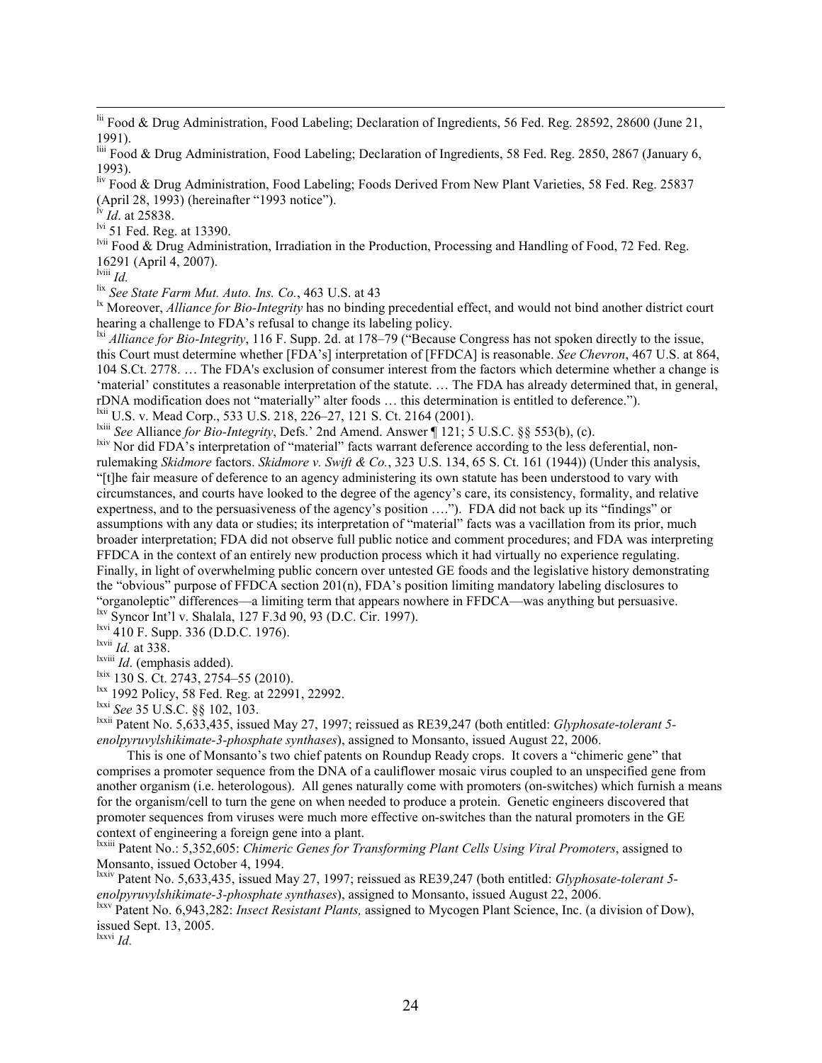[lii] Food & Drug Administration, Food Labeling; Declaration of Ingredients, 56 Fed. Reg. 28592, 28600 (June 21, 1991).

[liii] Food & Drug Administration, Food Labeling; Declaration of Ingredients, 58 Fed. Reg. 2850, 2867 (January 6, 1993).

[liv] Food & Drug Administration, Food Labeling; Foods Derived From New Plant Varieties, 58 Fed. Reg. 25837 (April 28, 1993) (hereinafter "1993 notice").

[lv] *Id*. at 25838.

[lvi] 51 Fed. Reg. at 13390.

[lvii] Food & Drug Administration, Irradiation in the Production, Processing and Handling of Food, 72 Fed. Reg. 16291 (April 4, 2007).

[lviii] *Id.*

[lix] *See State Farm Mut. Auto. Ins. Co.*, 463 U.S. at 43

[lx] Moreover, *Alliance for Bio-Integrity* has no binding precedential effect, and would not bind another district court hearing a challenge to FDA's refusal to change its labeling policy.

[lxi] *Alliance for Bio-Integrity*, 116 F. Supp. 2d. at 178–79 ("Because Congress has not spoken directly to the issue, this Court must determine whether [FDA's] interpretation of [FFDCA] is reasonable. *See Chevron*, 467 U.S. at 864, 104 S.Ct. 2778. … The FDA's exclusion of consumer interest from the factors which determine whether a change is 'material' constitutes a reasonable interpretation of the statute. … The FDA has already determined that, in general, rDNA modification does not "materially" alter foods … this determination is entitled to deference.").

[lxii] U.S. v. Mead Corp., 533 U.S. 218, 226–27, 121 S. Ct. 2164 (2001).

[lxiii] *See* Alliance *for Bio-Integrity*, Defs.' 2nd Amend. Answer ¶ 121; 5 U.S.C. §§ 553(b), (c).

[lxiv] Nor did FDA's interpretation of "material" facts warrant deference according to the less deferential, non-rulemaking *Skidmore* factors. *Skidmore v. Swift & Co.*, 323 U.S. 134, 65 S. Ct. 161 (1944)) (Under this analysis, "[t]he fair measure of deference to an agency administering its own statute has been understood to vary with circumstances, and courts have looked to the degree of the agency's care, its consistency, formality, and relative expertness, and to the persuasiveness of the agency's position ….").  FDA did not back up its "findings" or assumptions with any data or studies; its interpretation of "material" facts was a vacillation from its prior, much broader interpretation; FDA did not observe full public notice and comment procedures; and FDA was interpreting FFDCA in the context of an entirely new production process which it had virtually no experience regulating. Finally, in light of overwhelming public concern over untested GE foods and the legislative history demonstrating the "obvious" purpose of FFDCA section 201(n), FDA's position limiting mandatory labeling disclosures to "organoleptic" differences—a limiting term that appears nowhere in FFDCA—was anything but persuasive.

[lxv] Syncor Int'l v. Shalala, 127 F.3d 90, 93 (D.C. Cir. 1997).

[lxvi] 410 F. Supp. 336 (D.D.C. 1976).

[lxvii] *Id.* at 338.

[lxviii] *Id*. (emphasis added).

[lxix] 130 S. Ct. 2743, 2754–55 (2010).

[lxx] 1992 Policy, 58 Fed. Reg. at 22991, 22992.

[lxxi] *See* 35 U.S.C. §§ 102, 103.

[lxxii] Patent No. 5,633,435, issued May 27, 1997; reissued as RE39,247 (both entitled: *Glyphosate-tolerant 5-enolpyruvylshikimate-3-phosphate synthases*), assigned to Monsanto, issued August 22, 2006.

This is one of Monsanto's two chief patents on Roundup Ready crops.  It covers a "chimeric gene" that comprises a promoter sequence from the DNA of a cauliflower mosaic virus coupled to an unspecified gene from another organism (i.e. heterologous).  All genes naturally come with promoters (on-switches) which furnish a means for the organism/cell to turn the gene on when needed to produce a protein.  Genetic engineers discovered that promoter sequences from viruses were much more effective on-switches than the natural promoters in the GE context of engineering a foreign gene into a plant.

[lxxiii] Patent No.: 5,352,605: *Chimeric Genes for Transforming Plant Cells Using Viral Promoters*, assigned to Monsanto, issued October 4, 1994.

[lxxiv] Patent No. 5,633,435, issued May 27, 1997; reissued as RE39,247 (both entitled: *Glyphosate-tolerant 5-enolpyruvylshikimate-3-phosphate synthases*), assigned to Monsanto, issued August 22, 2006.

[lxxv] Patent No. 6,943,282: *Insect Resistant Plants,* assigned to Mycogen Plant Science, Inc. (a division of Dow), issued Sept. 13, 2005.

[lxxvi] *Id.*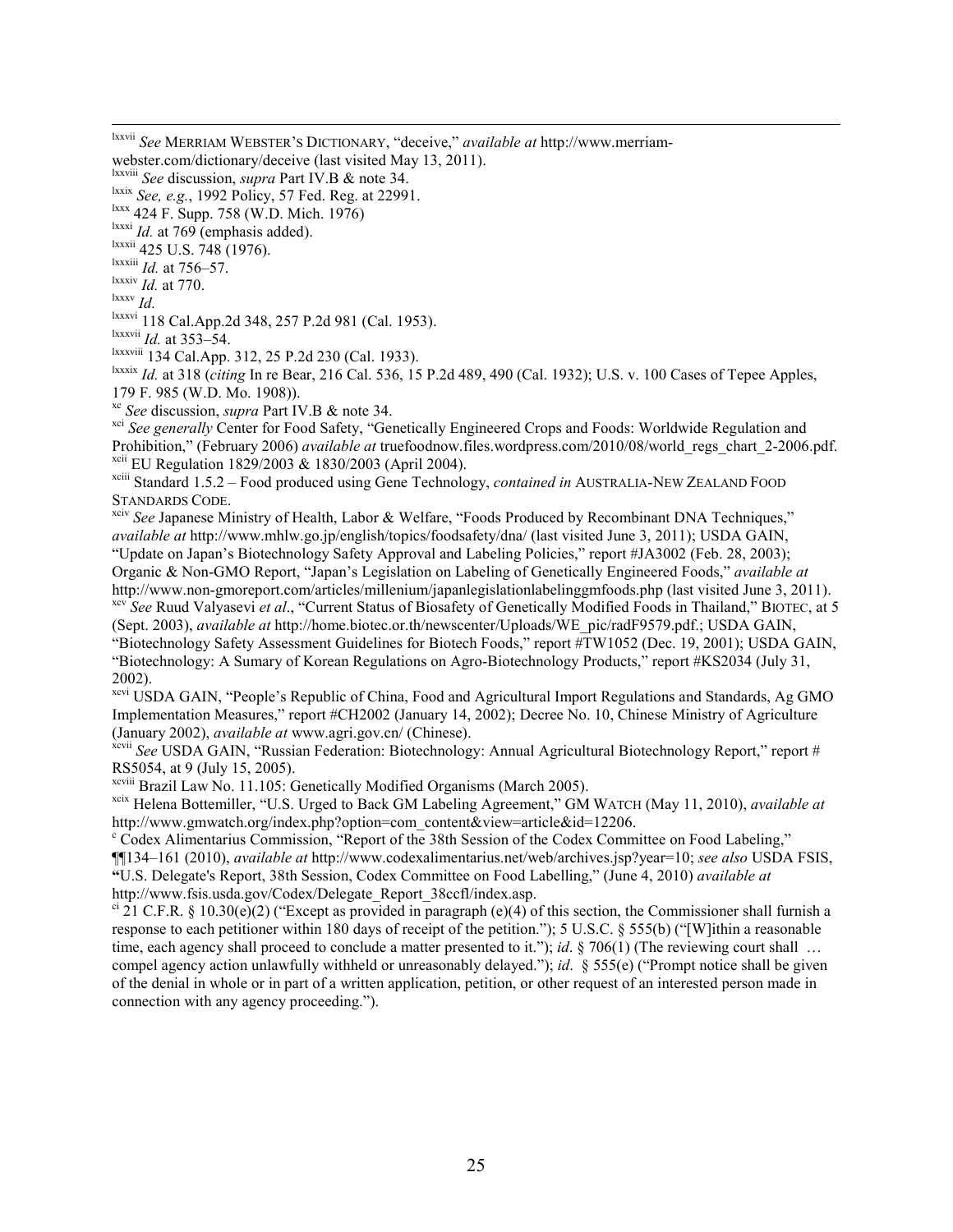[lxxvii] *See* MERRIAM WEBSTER'S DICTIONARY, "deceive," *available at* http://www.merriam-webster.com/dictionary/deceive (last visited May 13, 2011).

[lxxviii] *See* discussion, *supra* Part IV.B & note 34.

[lxxix] *See, e.g.*, 1992 Policy, 57 Fed. Reg. at 22991.

[lxxx] 424 F. Supp. 758 (W.D. Mich. 1976)

[lxxxi] *Id.* at 769 (emphasis added).

[lxxxii] 425 U.S. 748 (1976).

[lxxxiii] *Id.* at 756–57.

[lxxxiv] *Id.* at 770.

[lxxxv] *Id.*

[lxxxvi] 118 Cal.App.2d 348, 257 P.2d 981 (Cal. 1953).

[lxxxvii] *Id.* at 353–54.

[lxxxviii] 134 Cal.App. 312, 25 P.2d 230 (Cal. 1933).

[lxxxix] *Id.* at 318 (*citing* In re Bear, 216 Cal. 536, 15 P.2d 489, 490 (Cal. 1932); U.S. v. 100 Cases of Tepee Apples, 179 F. 985 (W.D. Mo. 1908)).

[xc] *See* discussion, *supra* Part IV.B & note 34.

[xci] *See generally* Center for Food Safety, "Genetically Engineered Crops and Foods: Worldwide Regulation and Prohibition," (February 2006) *available at* truefoodnow.files.wordpress.com/2010/08/world_regs_chart_2-2006.pdf.

[xcii] EU Regulation 1829/2003 & 1830/2003 (April 2004).

[xciii] Standard 1.5.2 – Food produced using Gene Technology, *contained in* AUSTRALIA-NEW ZEALAND FOOD STANDARDS CODE.

[xciv] *See* Japanese Ministry of Health, Labor & Welfare, "Foods Produced by Recombinant DNA Techniques," *available at* http://www.mhlw.go.jp/english/topics/foodsafety/dna/ (last visited June 3, 2011); USDA GAIN, "Update on Japan's Biotechnology Safety Approval and Labeling Policies," report #JA3002 (Feb. 28, 2003); Organic & Non-GMO Report, "Japan's Legislation on Labeling of Genetically Engineered Foods," *available at* http://www.non-gmoreport.com/articles/millenium/japanlegislationlabelinggmfoods.php (last visited June 3, 2011).

[xcv] *See* Ruud Valyasevi *et al*., "Current Status of Biosafety of Genetically Modified Foods in Thailand," BIOTEC, at 5 (Sept. 2003), *available at* http://home.biotec.or.th/newscenter/Uploads/WE_pic/radF9579.pdf.; USDA GAIN, "Biotechnology Safety Assessment Guidelines for Biotech Foods," report #TW1052 (Dec. 19, 2001); USDA GAIN, "Biotechnology: A Sumary of Korean Regulations on Agro-Biotechnology Products," report #KS2034 (July 31, 2002).

[xcvi] USDA GAIN, "People's Republic of China, Food and Agricultural Import Regulations and Standards, Ag GMO Implementation Measures," report #CH2002 (January 14, 2002); Decree No. 10, Chinese Ministry of Agriculture (January 2002), *available at* www.agri.gov.cn/ (Chinese).

[xcvii] *See* USDA GAIN, "Russian Federation: Biotechnology: Annual Agricultural Biotechnology Report," report # RS5054, at 9 (July 15, 2005).

[xcviii] Brazil Law No. 11.105: Genetically Modified Organisms (March 2005).

[xcix] Helena Bottemiller, "U.S. Urged to Back GM Labeling Agreement," GM WATCH (May 11, 2010), *available at* http://www.gmwatch.org/index.php?option=com_content&view=article&id=12206.

[c] Codex Alimentarius Commission, "Report of the 38th Session of the Codex Committee on Food Labeling," ¶¶134–161 (2010), *available at* http://www.codexalimentarius.net/web/archives.jsp?year=10; *see also* USDA FSIS, "U.S. Delegate's Report, 38th Session, Codex Committee on Food Labelling," (June 4, 2010) *available at* http://www.fsis.usda.gov/Codex/Delegate_Report_38ccfl/index.asp.

[ci] 21 C.F.R. § 10.30(e)(2) ("Except as provided in paragraph (e)(4) of this section, the Commissioner shall furnish a response to each petitioner within 180 days of receipt of the petition."); 5 U.S.C. § 555(b) ("[W]ithin a reasonable time, each agency shall proceed to conclude a matter presented to it."); *id*. § 706(1) (The reviewing court shall … compel agency action unlawfully withheld or unreasonably delayed."); *id*. § 555(e) ("Prompt notice shall be given of the denial in whole or in part of a written application, petition, or other request of an interested person made in connection with any agency proceeding.").